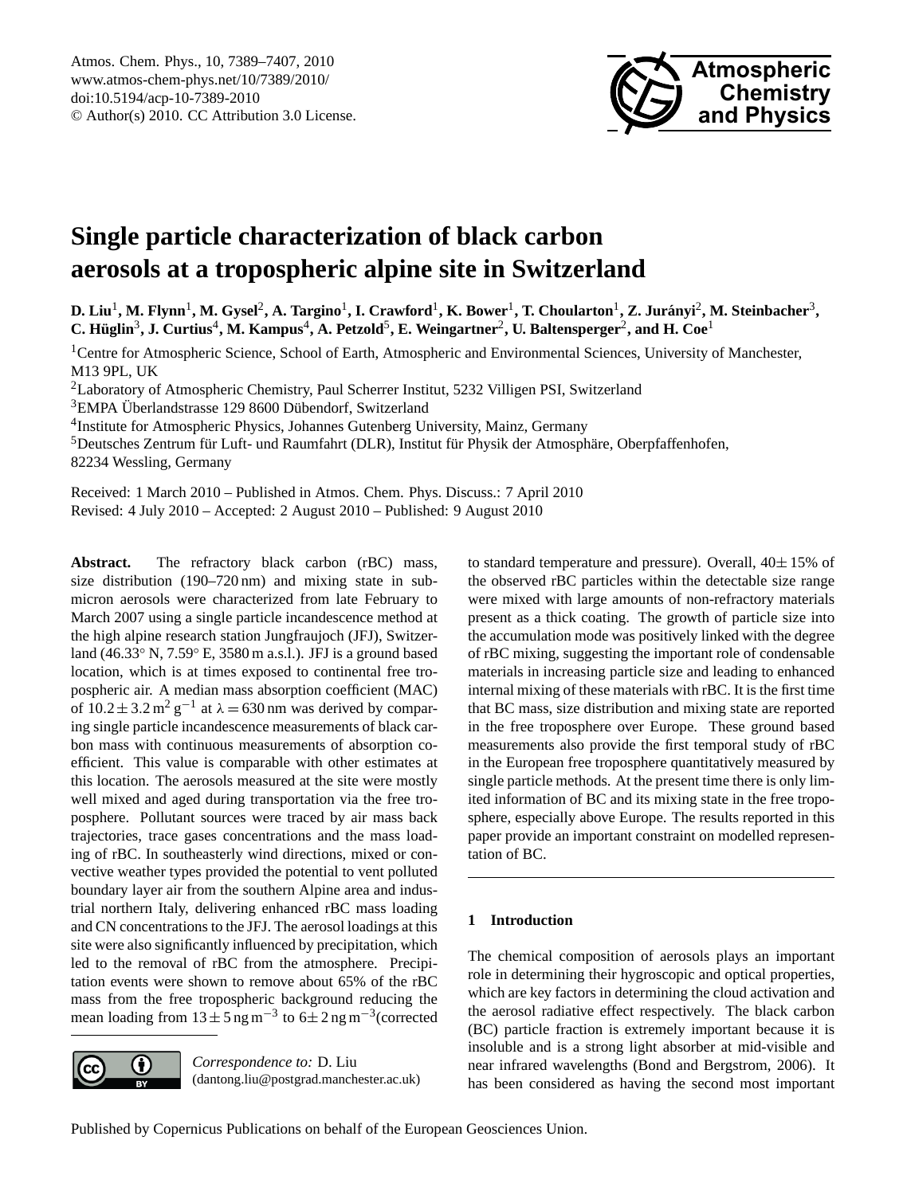# Single particle characterization of black carbon aerosols at a tropospheric alpine site in Switzerland

**D. Liu[1], M. Flynn[1], M. Gysel[2], A. Targino[1], I. Crawford[1], K. Bower[1], T. Choularton[1], Z. Jurányi[2], M. Steinbacher[3], C. Hüglin[3], J. Curtius[4], M. Kampus[4], A. Petzold[5], E. Weingartner[2], U. Baltensperger[2], and H. Coe[1]**

[1]Centre for Atmospheric Science, School of Earth, Atmospheric and Environmental Sciences, University of Manchester, M13 9PL, UK

[2]Laboratory of Atmospheric Chemistry, Paul Scherrer Institut, 5232 Villigen PSI, Switzerland

[3]EMPA Überlandstrasse 129 8600 Dübendorf, Switzerland

[4]Institute for Atmospheric Physics, Johannes Gutenberg University, Mainz, Germany

[5]Deutsches Zentrum für Luft- und Raumfahrt (DLR), Institut für Physik der Atmosphäre, Oberpfaffenhofen, 82234 Wessling, Germany

Received: 1 March 2010 – Published in Atmos. Chem. Phys. Discuss.: 7 April 2010
Revised: 4 July 2010 – Accepted: 2 August 2010 – Published: 9 August 2010

**Abstract.** The refractory black carbon (rBC) mass, size distribution (190–720 nm) and mixing state in submicron aerosols were characterized from late February to March 2007 using a single particle incandescence method at the high alpine research station Jungfraujoch (JFJ), Switzerland (46.33° N, 7.59° E, 3580 m a.s.l.). JFJ is a ground based location, which is at times exposed to continental free tropospheric air. A median mass absorption coefficient (MAC) of $10.2 \pm 3.2\,\mathrm{m^2\,g^{-1}}$ at $\lambda = 630\,\mathrm{nm}$ was derived by comparing single particle incandescence measurements of black carbon mass with continuous measurements of absorption coefficient. This value is comparable with other estimates at this location. The aerosols measured at the site were mostly well mixed and aged during transportation via the free troposphere. Pollutant sources were traced by air mass back trajectories, trace gases concentrations and the mass loading of rBC. In southeasterly wind directions, mixed or convective weather types provided the potential to vent polluted boundary layer air from the southern Alpine area and industrial northern Italy, delivering enhanced rBC mass loading and CN concentrations to the JFJ. The aerosol loadings at this site were also significantly influenced by precipitation, which led to the removal of rBC from the atmosphere. Precipitation events were shown to remove about 65% of the rBC mass from the free tropospheric background reducing the mean loading from $13 \pm 5\,\mathrm{ng\,m^{-3}}$ to $6 \pm 2\,\mathrm{ng\,m^{-3}}$(corrected to standard temperature and pressure). Overall, $40 \pm 15\%$ of the observed rBC particles within the detectable size range were mixed with large amounts of non-refractory materials present as a thick coating. The growth of particle size into the accumulation mode was positively linked with the degree of rBC mixing, suggesting the important role of condensable materials in increasing particle size and leading to enhanced internal mixing of these materials with rBC. It is the first time that BC mass, size distribution and mixing state are reported in the free troposphere over Europe. These ground based measurements also provide the first temporal study of rBC in the European free troposphere quantitatively measured by single particle methods. At the present time there is only limited information of BC and its mixing state in the free troposphere, especially above Europe. The results reported in this paper provide an important constraint on modelled representation of BC.

*Correspondence to:* D. Liu
(dantong.liu@postgrad.manchester.ac.uk)

## 1 Introduction

The chemical composition of aerosols plays an important role in determining their hygroscopic and optical properties, which are key factors in determining the cloud activation and the aerosol radiative effect respectively. The black carbon (BC) particle fraction is extremely important because it is insoluble and is a strong light absorber at mid-visible and near infrared wavelengths (Bond and Bergstrom, 2006). It has been considered as having the second most important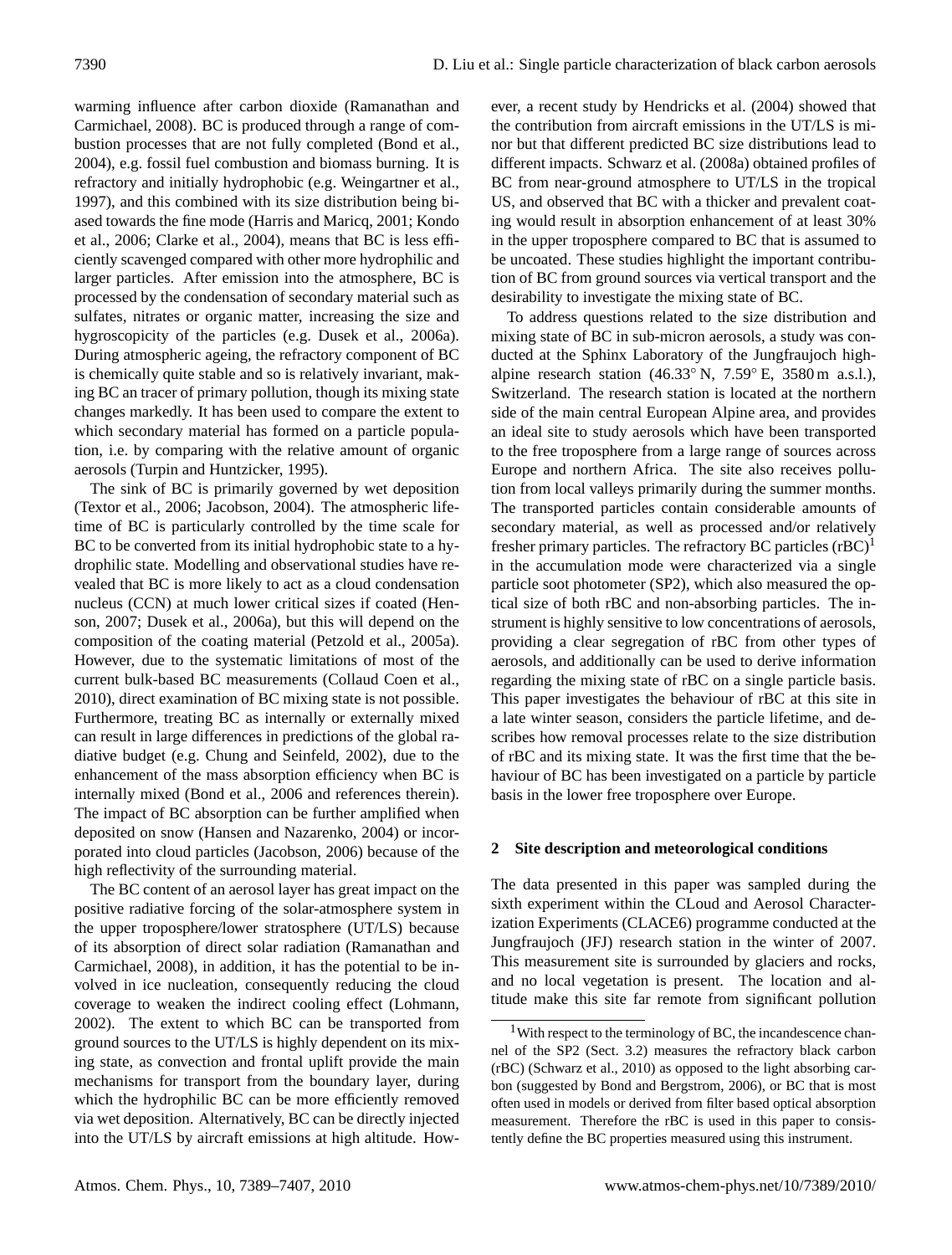warming influence after carbon dioxide (Ramanathan and Carmichael, 2008). BC is produced through a range of combustion processes that are not fully completed (Bond et al., 2004), e.g. fossil fuel combustion and biomass burning. It is refractory and initially hydrophobic (e.g. Weingartner et al., 1997), and this combined with its size distribution being biased towards the fine mode (Harris and Maricq, 2001; Kondo et al., 2006; Clarke et al., 2004), means that BC is less efficiently scavenged compared with other more hydrophilic and larger particles. After emission into the atmosphere, BC is processed by the condensation of secondary material such as sulfates, nitrates or organic matter, increasing the size and hygroscopicity of the particles (e.g. Dusek et al., 2006a). During atmospheric ageing, the refractory component of BC is chemically quite stable and so is relatively invariant, making BC an tracer of primary pollution, though its mixing state changes markedly. It has been used to compare the extent to which secondary material has formed on a particle population, i.e. by comparing with the relative amount of organic aerosols (Turpin and Huntzicker, 1995).

The sink of BC is primarily governed by wet deposition (Textor et al., 2006; Jacobson, 2004). The atmospheric lifetime of BC is particularly controlled by the time scale for BC to be converted from its initial hydrophobic state to a hydrophilic state. Modelling and observational studies have revealed that BC is more likely to act as a cloud condensation nucleus (CCN) at much lower critical sizes if coated (Henson, 2007; Dusek et al., 2006a), but this will depend on the composition of the coating material (Petzold et al., 2005a). However, due to the systematic limitations of most of the current bulk-based BC measurements (Collaud Coen et al., 2010), direct examination of BC mixing state is not possible. Furthermore, treating BC as internally or externally mixed can result in large differences in predictions of the global radiative budget (e.g. Chung and Seinfeld, 2002), due to the enhancement of the mass absorption efficiency when BC is internally mixed (Bond et al., 2006 and references therein). The impact of BC absorption can be further amplified when deposited on snow (Hansen and Nazarenko, 2004) or incorporated into cloud particles (Jacobson, 2006) because of the high reflectivity of the surrounding material.

The BC content of an aerosol layer has great impact on the positive radiative forcing of the solar-atmosphere system in the upper troposphere/lower stratosphere (UT/LS) because of its absorption of direct solar radiation (Ramanathan and Carmichael, 2008), in addition, it has the potential to be involved in ice nucleation, consequently reducing the cloud coverage to weaken the indirect cooling effect (Lohmann, 2002). The extent to which BC can be transported from ground sources to the UT/LS is highly dependent on its mixing state, as convection and frontal uplift provide the main mechanisms for transport from the boundary layer, during which the hydrophilic BC can be more efficiently removed via wet deposition. Alternatively, BC can be directly injected into the UT/LS by aircraft emissions at high altitude. However, a recent study by Hendricks et al. (2004) showed that the contribution from aircraft emissions in the UT/LS is minor but that different predicted BC size distributions lead to different impacts. Schwarz et al. (2008a) obtained profiles of BC from near-ground atmosphere to UT/LS in the tropical US, and observed that BC with a thicker and prevalent coating would result in absorption enhancement of at least 30% in the upper troposphere compared to BC that is assumed to be uncoated. These studies highlight the important contribution of BC from ground sources via vertical transport and the desirability to investigate the mixing state of BC.

To address questions related to the size distribution and mixing state of BC in sub-micron aerosols, a study was conducted at the Sphinx Laboratory of the Jungfraujoch high-alpine research station (46.33° N, 7.59° E, 3580 m a.s.l.), Switzerland. The research station is located at the northern side of the main central European Alpine area, and provides an ideal site to study aerosols which have been transported to the free troposphere from a large range of sources across Europe and northern Africa. The site also receives pollution from local valleys primarily during the summer months. The transported particles contain considerable amounts of secondary material, as well as processed and/or relatively fresher primary particles. The refractory BC particles (rBC)[1] in the accumulation mode were characterized via a single particle soot photometer (SP2), which also measured the optical size of both rBC and non-absorbing particles. The instrument is highly sensitive to low concentrations of aerosols, providing a clear segregation of rBC from other types of aerosols, and additionally can be used to derive information regarding the mixing state of rBC on a single particle basis. This paper investigates the behaviour of rBC at this site in a late winter season, considers the particle lifetime, and describes how removal processes relate to the size distribution of rBC and its mixing state. It was the first time that the behaviour of BC has been investigated on a particle by particle basis in the lower free troposphere over Europe.

## 2 Site description and meteorological conditions

The data presented in this paper was sampled during the sixth experiment within the CLoud and Aerosol Characterization Experiments (CLACE6) programme conducted at the Jungfraujoch (JFJ) research station in the winter of 2007. This measurement site is surrounded by glaciers and rocks, and no local vegetation is present. The location and altitude make this site far remote from significant pollution

[1] With respect to the terminology of BC, the incandescence channel of the SP2 (Sect. 3.2) measures the refractory black carbon (rBC) (Schwarz et al., 2010) as opposed to the light absorbing carbon (suggested by Bond and Bergstrom, 2006), or BC that is most often used in models or derived from filter based optical absorption measurement. Therefore the rBC is used in this paper to consistently define the BC properties measured using this instrument.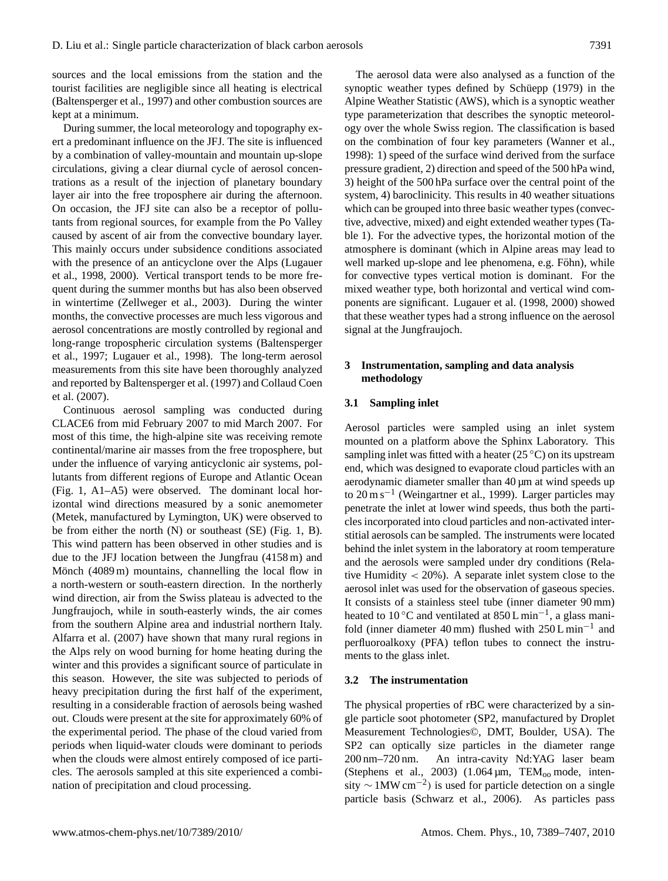sources and the local emissions from the station and the tourist facilities are negligible since all heating is electrical (Baltensperger et al., 1997) and other combustion sources are kept at a minimum.

During summer, the local meteorology and topography exert a predominant influence on the JFJ. The site is influenced by a combination of valley-mountain and mountain up-slope circulations, giving a clear diurnal cycle of aerosol concentrations as a result of the injection of planetary boundary layer air into the free troposphere air during the afternoon. On occasion, the JFJ site can also be a receptor of pollutants from regional sources, for example from the Po Valley caused by ascent of air from the convective boundary layer. This mainly occurs under subsidence conditions associated with the presence of an anticyclone over the Alps (Lugauer et al., 1998, 2000). Vertical transport tends to be more frequent during the summer months but has also been observed in wintertime (Zellweger et al., 2003). During the winter months, the convective processes are much less vigorous and aerosol concentrations are mostly controlled by regional and long-range tropospheric circulation systems (Baltensperger et al., 1997; Lugauer et al., 1998). The long-term aerosol measurements from this site have been thoroughly analyzed and reported by Baltensperger et al. (1997) and Collaud Coen et al. (2007).

Continuous aerosol sampling was conducted during CLACE6 from mid February 2007 to mid March 2007. For most of this time, the high-alpine site was receiving remote continental/marine air masses from the free troposphere, but under the influence of varying anticyclonic air systems, pollutants from different regions of Europe and Atlantic Ocean (Fig. 1, A1–A5) were observed. The dominant local horizontal wind directions measured by a sonic anemometer (Metek, manufactured by Lymington, UK) were observed to be from either the north (N) or southeast (SE) (Fig. 1, B). This wind pattern has been observed in other studies and is due to the JFJ location between the Jungfrau (4158 m) and Mönch (4089 m) mountains, channelling the local flow in a north-western or south-eastern direction. In the northerly wind direction, air from the Swiss plateau is advected to the Jungfraujoch, while in south-easterly winds, the air comes from the southern Alpine area and industrial northern Italy. Alfarra et al. (2007) have shown that many rural regions in the Alps rely on wood burning for home heating during the winter and this provides a significant source of particulate in this season. However, the site was subjected to periods of heavy precipitation during the first half of the experiment, resulting in a considerable fraction of aerosols being washed out. Clouds were present at the site for approximately 60% of the experimental period. The phase of the cloud varied from periods when liquid-water clouds were dominant to periods when the clouds were almost entirely composed of ice particles. The aerosols sampled at this site experienced a combination of precipitation and cloud processing.

The aerosol data were also analysed as a function of the synoptic weather types defined by Schüepp (1979) in the Alpine Weather Statistic (AWS), which is a synoptic weather type parameterization that describes the synoptic meteorology over the whole Swiss region. The classification is based on the combination of four key parameters (Wanner et al., 1998): 1) speed of the surface wind derived from the surface pressure gradient, 2) direction and speed of the 500 hPa wind, 3) height of the 500 hPa surface over the central point of the system, 4) baroclinicity. This results in 40 weather situations which can be grouped into three basic weather types (convective, advective, mixed) and eight extended weather types (Table 1). For the advective types, the horizontal motion of the atmosphere is dominant (which in Alpine areas may lead to well marked up-slope and lee phenomena, e.g. Föhn), while for convective types vertical motion is dominant. For the mixed weather type, both horizontal and vertical wind components are significant. Lugauer et al. (1998, 2000) showed that these weather types had a strong influence on the aerosol signal at the Jungfraujoch.

## 3 Instrumentation, sampling and data analysis methodology

### 3.1 Sampling inlet

Aerosol particles were sampled using an inlet system mounted on a platform above the Sphinx Laboratory. This sampling inlet was fitted with a heater (25 °C) on its upstream end, which was designed to evaporate cloud particles with an aerodynamic diameter smaller than 40 µm at wind speeds up to 20 m s$^{-1}$ (Weingartner et al., 1999). Larger particles may penetrate the inlet at lower wind speeds, thus both the particles incorporated into cloud particles and non-activated interstitial aerosols can be sampled. The instruments were located behind the inlet system in the laboratory at room temperature and the aerosols were sampled under dry conditions (Relative Humidity $< 20\%$). A separate inlet system close to the aerosol inlet was used for the observation of gaseous species. It consists of a stainless steel tube (inner diameter 90 mm) heated to 10 °C and ventilated at 850 L min$^{-1}$, a glass manifold (inner diameter 40 mm) flushed with 250 L min$^{-1}$ and perfluoroalkoxy (PFA) teflon tubes to connect the instruments to the glass inlet.

### 3.2 The instrumentation

The physical properties of rBC were characterized by a single particle soot photometer (SP2, manufactured by Droplet Measurement Technologies©, DMT, Boulder, USA). The SP2 can optically size particles in the diameter range 200 nm–720 nm. An intra-cavity Nd:YAG laser beam (Stephens et al., 2003) (1.064 µm, TEM$_{oo}$ mode, intensity $\sim$1MW cm$^{-2}$) is used for particle detection on a single particle basis (Schwarz et al., 2006). As particles pass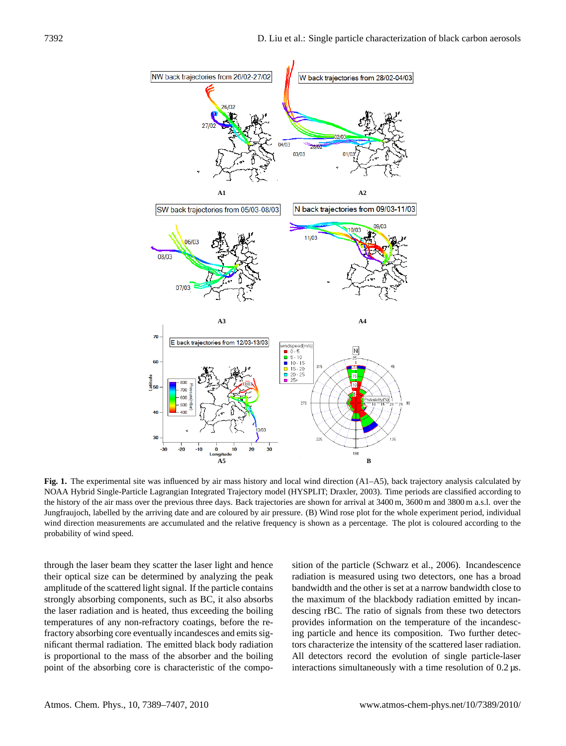**Fig. 1.** The experimental site was influenced by air mass history and local wind direction (A1–A5), back trajectory analysis calculated by NOAA Hybrid Single-Particle Lagrangian Integrated Trajectory model (HYSPLIT; Draxler, 2003). Time periods are classified according to the history of the air mass over the previous three days. Back trajectories are shown for arrival at 3400 m, 3600 m and 3800 m a.s.l. over the Jungfraujoch, labelled by the arriving date and are coloured by air pressure. (B) Wind rose plot for the whole experiment period, individual wind direction measurements are accumulated and the relative frequency is shown as a percentage. The plot is coloured according to the probability of wind speed.

through the laser beam they scatter the laser light and hence their optical size can be determined by analyzing the peak amplitude of the scattered light signal. If the particle contains strongly absorbing components, such as BC, it also absorbs the laser radiation and is heated, thus exceeding the boiling temperatures of any non-refractory coatings, before the refractory absorbing core eventually incandesces and emits significant thermal radiation. The emitted black body radiation is proportional to the mass of the absorber and the boiling point of the absorbing core is characteristic of the composition of the particle (Schwarz et al., 2006). Incandescence radiation is measured using two detectors, one has a broad bandwidth and the other is set at a narrow bandwidth close to the maximum of the blackbody radiation emitted by incandescing rBC. The ratio of signals from these two detectors provides information on the temperature of the incandescing particle and hence its composition. Two further detectors characterize the intensity of the scattered laser radiation. All detectors record the evolution of single particle-laser interactions simultaneously with a time resolution of 0.2 µs.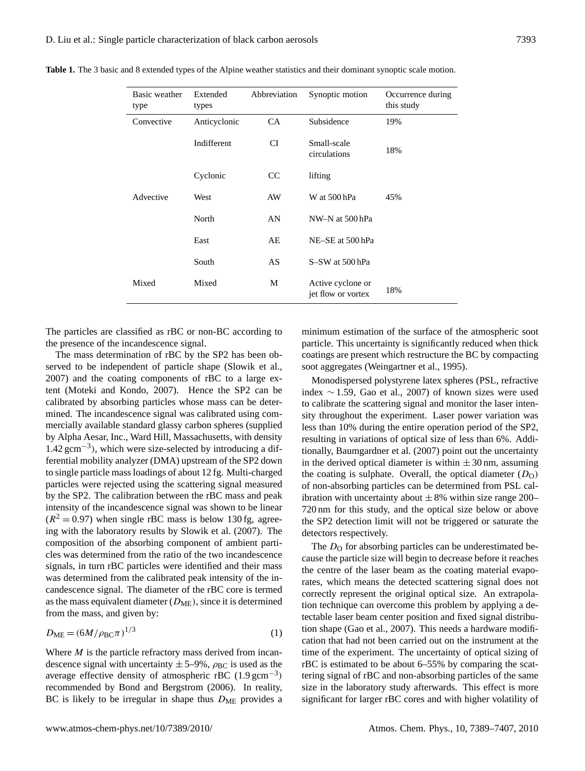**Table 1.** The 3 basic and 8 extended types of the Alpine weather statistics and their dominant synoptic scale motion.

| Basic weather type | Extended types | Abbreviation | Synoptic motion | Occurrence during this study |
|---|---|---|---|---|
| Convective | Anticyclonic | CA | Subsidence | 19% |
| | Indifferent | CI | Small-scale circulations | 18% |
| | Cyclonic | CC | lifting | |
| Advective | West | AW | W at 500 hPa | 45% |
| | North | AN | NW–N at 500 hPa | |
| | East | AE | NE–SE at 500 hPa | |
| | South | AS | S–SW at 500 hPa | |
| Mixed | Mixed | M | Active cyclone or jet flow or vortex | 18% |

The particles are classified as rBC or non-BC according to the presence of the incandescence signal.

The mass determination of rBC by the SP2 has been observed to be independent of particle shape (Slowik et al., 2007) and the coating components of rBC to a large extent (Moteki and Kondo, 2007). Hence the SP2 can be calibrated by absorbing particles whose mass can be determined. The incandescence signal was calibrated using commercially available standard glassy carbon spheres (supplied by Alpha Aesar, Inc., Ward Hill, Massachusetts, with density $1.42\,\mathrm{g\,cm^{-3}}$), which were size-selected by introducing a differential mobility analyzer (DMA) upstream of the SP2 down to single particle mass loadings of about 12 fg. Multi-charged particles were rejected using the scattering signal measured by the SP2. The calibration between the rBC mass and peak intensity of the incandescence signal was shown to be linear ($R^2 = 0.97$) when single rBC mass is below 130 fg, agreeing with the laboratory results by Slowik et al. (2007). The composition of the absorbing component of ambient particles was determined from the ratio of the two incandescence signals, in turn rBC particles were identified and their mass was determined from the calibrated peak intensity of the incandescence signal. The diameter of the rBC core is termed as the mass equivalent diameter ($D_{\mathrm{ME}}$), since it is determined from the mass, and given by:

$$D_{\mathrm{ME}} = (6M/\rho_{\mathrm{BC}}\pi)^{1/3} \tag{1}$$

Where $M$ is the particle refractory mass derived from incandescence signal with uncertainty $\pm$5–9%, $\rho_{\mathrm{BC}}$ is used as the average effective density of atmospheric rBC ($1.9\,\mathrm{g\,cm^{-3}}$) recommended by Bond and Bergstrom (2006). In reality, BC is likely to be irregular in shape thus $D_{\mathrm{ME}}$ provides a minimum estimation of the surface of the atmospheric soot particle. This uncertainty is significantly reduced when thick coatings are present which restructure the BC by compacting soot aggregates (Weingartner et al., 1995).

Monodispersed polystyrene latex spheres (PSL, refractive index $\sim$1.59, Gao et al., 2007) of known sizes were used to calibrate the scattering signal and monitor the laser intensity throughout the experiment. Laser power variation was less than 10% during the entire operation period of the SP2, resulting in variations of optical size of less than 6%. Additionally, Baumgardner et al. (2007) point out the uncertainty in the derived optical diameter is within $\pm$30 nm, assuming the coating is sulphate. Overall, the optical diameter ($D_{\mathrm{O}}$) of non-absorbing particles can be determined from PSL calibration with uncertainty about $\pm$8% within size range 200–720 nm for this study, and the optical size below or above the SP2 detection limit will not be triggered or saturate the detectors respectively.

The $D_{\mathrm{O}}$ for absorbing particles can be underestimated because the particle size will begin to decrease before it reaches the centre of the laser beam as the coating material evaporates, which means the detected scattering signal does not correctly represent the original optical size. An extrapolation technique can overcome this problem by applying a detectable laser beam center position and fixed signal distribution shape (Gao et al., 2007). This needs a hardware modification that had not been carried out on the instrument at the time of the experiment. The uncertainty of optical sizing of rBC is estimated to be about 6–55% by comparing the scattering signal of rBC and non-absorbing particles of the same size in the laboratory study afterwards. This effect is more significant for larger rBC cores and with higher volatility of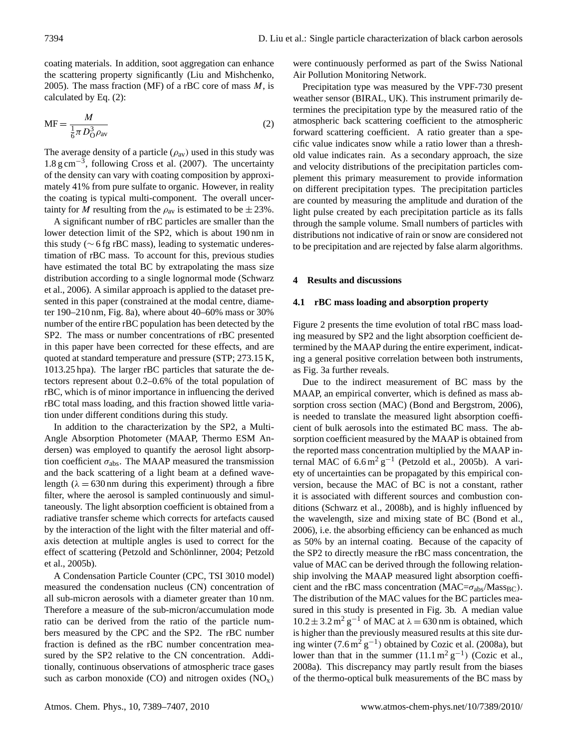coating materials. In addition, soot aggregation can enhance the scattering property significantly (Liu and Mishchenko, 2005). The mass fraction (MF) of a rBC core of mass $M$, is calculated by Eq. (2):

$$\mathrm{MF} = \frac{M}{\frac{1}{6}\pi D_{\mathrm{O}}^{3}\rho_{\mathrm{av}}} \tag{2}$$

The average density of a particle ($\rho_{\mathrm{av}}$) used in this study was 1.8 g cm$^{-3}$, following Cross et al. (2007). The uncertainty of the density can vary with coating composition by approximately 41% from pure sulfate to organic. However, in reality the coating is typical multi-component. The overall uncertainty for $M$ resulting from the $\rho_{\mathrm{av}}$ is estimated to be $\pm 23\%$.

A significant number of rBC particles are smaller than the lower detection limit of the SP2, which is about 190 nm in this study ($\sim$6 fg rBC mass), leading to systematic underestimation of rBC mass. To account for this, previous studies have estimated the total BC by extrapolating the mass size distribution according to a single lognormal mode (Schwarz et al., 2006). A similar approach is applied to the dataset presented in this paper (constrained at the modal centre, diameter 190–210 nm, Fig. 8a), where about 40–60% mass or 30% number of the entire rBC population has been detected by the SP2. The mass or number concentrations of rBC presented in this paper have been corrected for these effects, and are quoted at standard temperature and pressure (STP; 273.15 K, 1013.25 hpa). The larger rBC particles that saturate the detectors represent about 0.2–0.6% of the total population of rBC, which is of minor importance in influencing the derived rBC total mass loading, and this fraction showed little variation under different conditions during this study.

In addition to the characterization by the SP2, a Multi-Angle Absorption Photometer (MAAP, Thermo ESM Andersen) was employed to quantify the aerosol light absorption coefficient $\sigma_{\mathrm{abs}}$. The MAAP measured the transmission and the back scattering of a light beam at a defined wavelength ($\lambda = 630$ nm during this experiment) through a fibre filter, where the aerosol is sampled continuously and simultaneously. The light absorption coefficient is obtained from a radiative transfer scheme which corrects for artefacts caused by the interaction of the light with the filter material and off-axis detection at multiple angles is used to correct for the effect of scattering (Petzold and Schönlinner, 2004; Petzold et al., 2005b).

A Condensation Particle Counter (CPC, TSI 3010 model) measured the condensation nucleus (CN) concentration of all sub-micron aerosols with a diameter greater than 10 nm. Therefore a measure of the sub-micron/accumulation mode ratio can be derived from the ratio of the particle numbers measured by the CPC and the SP2. The rBC number fraction is defined as the rBC number concentration measured by the SP2 relative to the CN concentration. Additionally, continuous observations of atmospheric trace gases such as carbon monoxide (CO) and nitrogen oxides ($NO_x$) were continuously performed as part of the Swiss National Air Pollution Monitoring Network.

Precipitation type was measured by the VPF-730 present weather sensor (BIRAL, UK). This instrument primarily determines the precipitation type by the measured ratio of the atmospheric back scattering coefficient to the atmospheric forward scattering coefficient. A ratio greater than a specific value indicates snow while a ratio lower than a threshold value indicates rain. As a secondary approach, the size and velocity distributions of the precipitation particles complement this primary measurement to provide information on different precipitation types. The precipitation particles are counted by measuring the amplitude and duration of the light pulse created by each precipitation particle as its falls through the sample volume. Small numbers of particles with distributions not indicative of rain or snow are considered not to be precipitation and are rejected by false alarm algorithms.

## 4 Results and discussions

### 4.1 rBC mass loading and absorption property

Figure 2 presents the time evolution of total rBC mass loading measured by SP2 and the light absorption coefficient determined by the MAAP during the entire experiment, indicating a general positive correlation between both instruments, as Fig. 3a further reveals.

Due to the indirect measurement of BC mass by the MAAP, an empirical converter, which is defined as mass absorption cross section (MAC) (Bond and Bergstrom, 2006), is needed to translate the measured light absorption coefficient of bulk aerosols into the estimated BC mass. The absorption coefficient measured by the MAAP is obtained from the reported mass concentration multiplied by the MAAP internal MAC of 6.6 m$^2$ g$^{-1}$ (Petzold et al., 2005b). A variety of uncertainties can be propagated by this empirical conversion, because the MAC of BC is not a constant, rather it is associated with different sources and combustion conditions (Schwarz et al., 2008b), and is highly influenced by the wavelength, size and mixing state of BC (Bond et al., 2006), i.e. the absorbing efficiency can be enhanced as much as 50% by an internal coating. Because of the capacity of the SP2 to directly measure the rBC mass concentration, the value of MAC can be derived through the following relationship involving the MAAP measured light absorption coefficient and the rBC mass concentration ($\mathrm{MAC}=\sigma_{\mathrm{abs}}/\mathrm{Mass}_{\mathrm{BC}}$). The distribution of the MAC values for the BC particles measured in this study is presented in Fig. 3b. A median value $10.2 \pm 3.2$ m$^2$ g$^{-1}$ of MAC at $\lambda = 630$ nm is obtained, which is higher than the previously measured results at this site during winter (7.6 m$^2$ g$^{-1}$) obtained by Cozic et al. (2008a), but lower than that in the summer (11.1 m$^2$ g$^{-1}$) (Cozic et al., 2008a). This discrepancy may partly result from the biases of the thermo-optical bulk measurements of the BC mass by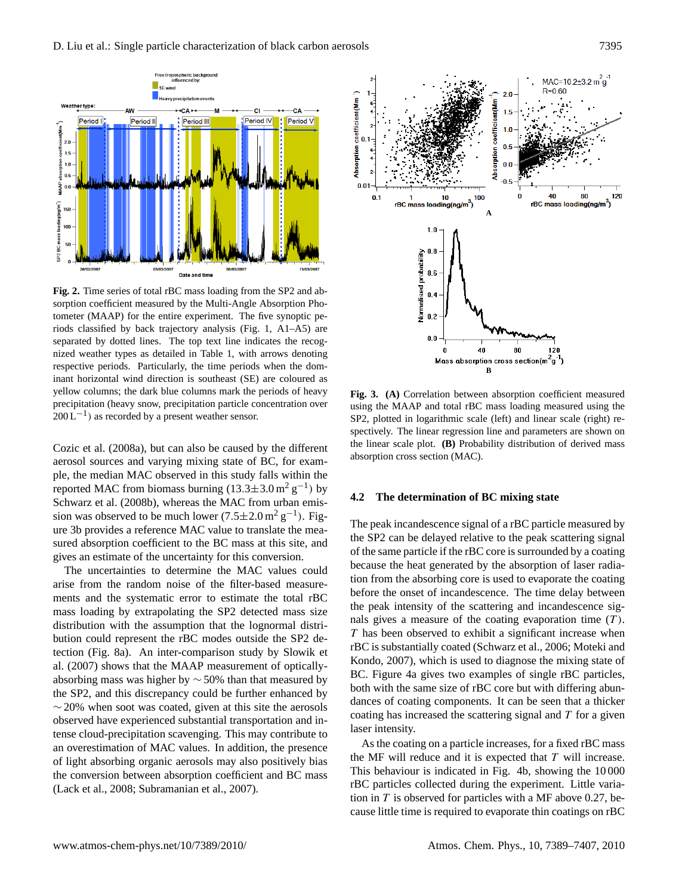**Fig. 2.** Time series of total rBC mass loading from the SP2 and absorption coefficient measured by the Multi-Angle Absorption Photometer (MAAP) for the entire experiment. The five synoptic periods classified by back trajectory analysis (Fig. 1, A1–A5) are separated by dotted lines. The top text line indicates the recognized weather types as detailed in Table 1, with arrows denoting respective periods. Particularly, the time periods when the dominant horizontal wind direction is southeast (SE) are coloured as yellow columns; the dark blue columns mark the periods of heavy precipitation (heavy snow, precipitation particle concentration over $200\,L^{-1}$) as recorded by a present weather sensor.

**Fig. 3. (A)** Correlation between absorption coefficient measured using the MAAP and total rBC mass loading measured using the SP2, plotted in logarithmic scale (left) and linear scale (right) respectively. The linear regression line and parameters are shown on the linear scale plot. **(B)** Probability distribution of derived mass absorption cross section (MAC).

Cozic et al. (2008a), but can also be caused by the different aerosol sources and varying mixing state of BC, for example, the median MAC observed in this study falls within the reported MAC from biomass burning ($13.3\pm3.0\,m^2\,g^{-1}$) by Schwarz et al. (2008b), whereas the MAC from urban emission was observed to be much lower ($7.5\pm2.0\,m^2\,g^{-1}$). Figure 3b provides a reference MAC value to translate the measured absorption coefficient to the BC mass at this site, and gives an estimate of the uncertainty for this conversion.

The uncertainties to determine the MAC values could arise from the random noise of the filter-based measurements and the systematic error to estimate the total rBC mass loading by extrapolating the SP2 detected mass size distribution with the assumption that the lognormal distribution could represent the rBC modes outside the SP2 detection (Fig. 8a). An inter-comparison study by Slowik et al. (2007) shows that the MAAP measurement of optically-absorbing mass was higher by $\sim$50% than that measured by the SP2, and this discrepancy could be further enhanced by $\sim$20% when soot was coated, given at this site the aerosols observed have experienced substantial transportation and intense cloud-precipitation scavenging. This may contribute to an overestimation of MAC values. In addition, the presence of light absorbing organic aerosols may also positively bias the conversion between absorption coefficient and BC mass (Lack et al., 2008; Subramanian et al., 2007).

### 4.2 The determination of BC mixing state

The peak incandescence signal of a rBC particle measured by the SP2 can be delayed relative to the peak scattering signal of the same particle if the rBC core is surrounded by a coating because the heat generated by the absorption of laser radiation from the absorbing core is used to evaporate the coating before the onset of incandescence. The time delay between the peak intensity of the scattering and incandescence signals gives a measure of the coating evaporation time ($T$). $T$ has been observed to exhibit a significant increase when rBC is substantially coated (Schwarz et al., 2006; Moteki and Kondo, 2007), which is used to diagnose the mixing state of BC. Figure 4a gives two examples of single rBC particles, both with the same size of rBC core but with differing abundances of coating components. It can be seen that a thicker coating has increased the scattering signal and $T$ for a given laser intensity.

As the coating on a particle increases, for a fixed rBC mass the MF will reduce and it is expected that $T$ will increase. This behaviour is indicated in Fig. 4b, showing the 10 000 rBC particles collected during the experiment. Little variation in $T$ is observed for particles with a MF above 0.27, because little time is required to evaporate thin coatings on rBC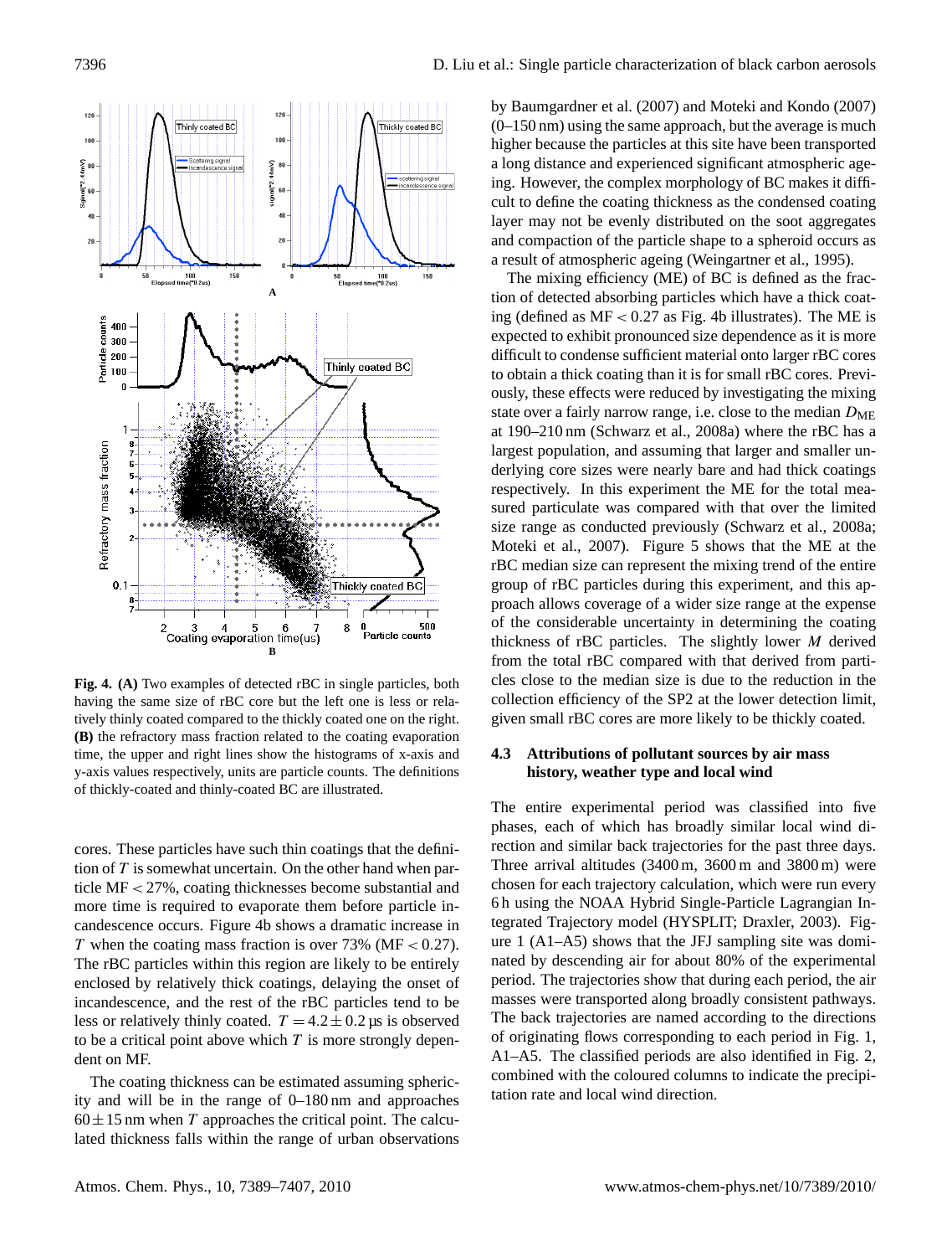**Fig. 4. (A)** Two examples of detected rBC in single particles, both having the same size of rBC core but the left one is less or relatively thinly coated compared to the thickly coated one on the right. **(B)** the refractory mass fraction related to the coating evaporation time, the upper and right lines show the histograms of x-axis and y-axis values respectively, units are particle counts. The definitions of thickly-coated and thinly-coated BC are illustrated.

cores. These particles have such thin coatings that the definition of $T$ is somewhat uncertain. On the other hand when particle MF < 27%, coating thicknesses become substantial and more time is required to evaporate them before particle incandescence occurs. Figure 4b shows a dramatic increase in $T$ when the coating mass fraction is over 73% (MF < 0.27). The rBC particles within this region are likely to be entirely enclosed by relatively thick coatings, delaying the onset of incandescence, and the rest of the rBC particles tend to be less or relatively thinly coated. $T = 4.2 \pm 0.2$ µs is observed to be a critical point above which $T$ is more strongly dependent on MF.

The coating thickness can be estimated assuming sphericity and will be in the range of 0–180 nm and approaches $60 \pm 15$ nm when $T$ approaches the critical point. The calculated thickness falls within the range of urban observations by Baumgardner et al. (2007) and Moteki and Kondo (2007) (0–150 nm) using the same approach, but the average is much higher because the particles at this site have been transported a long distance and experienced significant atmospheric ageing. However, the complex morphology of BC makes it difficult to define the coating thickness as the condensed coating layer may not be evenly distributed on the soot aggregates and compaction of the particle shape to a spheroid occurs as a result of atmospheric ageing (Weingartner et al., 1995).

The mixing efficiency (ME) of BC is defined as the fraction of detected absorbing particles which have a thick coating (defined as MF < 0.27 as Fig. 4b illustrates). The ME is expected to exhibit pronounced size dependence as it is more difficult to condense sufficient material onto larger rBC cores to obtain a thick coating than it is for small rBC cores. Previously, these effects were reduced by investigating the mixing state over a fairly narrow range, i.e. close to the median $D_{\mathrm{ME}}$ at 190–210 nm (Schwarz et al., 2008a) where the rBC has a largest population, and assuming that larger and smaller underlying core sizes were nearly bare and had thick coatings respectively. In this experiment the ME for the total measured particulate was compared with that over the limited size range as conducted previously (Schwarz et al., 2008a; Moteki et al., 2007). Figure 5 shows that the ME at the rBC median size can represent the mixing trend of the entire group of rBC particles during this experiment, and this approach allows coverage of a wider size range at the expense of the considerable uncertainty in determining the coating thickness of rBC particles. The slightly lower $M$ derived from the total rBC compared with that derived from particles close to the median size is due to the reduction in the collection efficiency of the SP2 at the lower detection limit, given small rBC cores are more likely to be thickly coated.

### 4.3 Attributions of pollutant sources by air mass history, weather type and local wind

The entire experimental period was classified into five phases, each of which has broadly similar local wind direction and similar back trajectories for the past three days. Three arrival altitudes (3400 m, 3600 m and 3800 m) were chosen for each trajectory calculation, which were run every 6 h using the NOAA Hybrid Single-Particle Lagrangian Integrated Trajectory model (HYSPLIT; Draxler, 2003). Figure 1 (A1–A5) shows that the JFJ sampling site was dominated by descending air for about 80% of the experimental period. The trajectories show that during each period, the air masses were transported along broadly consistent pathways. The back trajectories are named according to the directions of originating flows corresponding to each period in Fig. 1, A1–A5. The classified periods are also identified in Fig. 2, combined with the coloured columns to indicate the precipitation rate and local wind direction.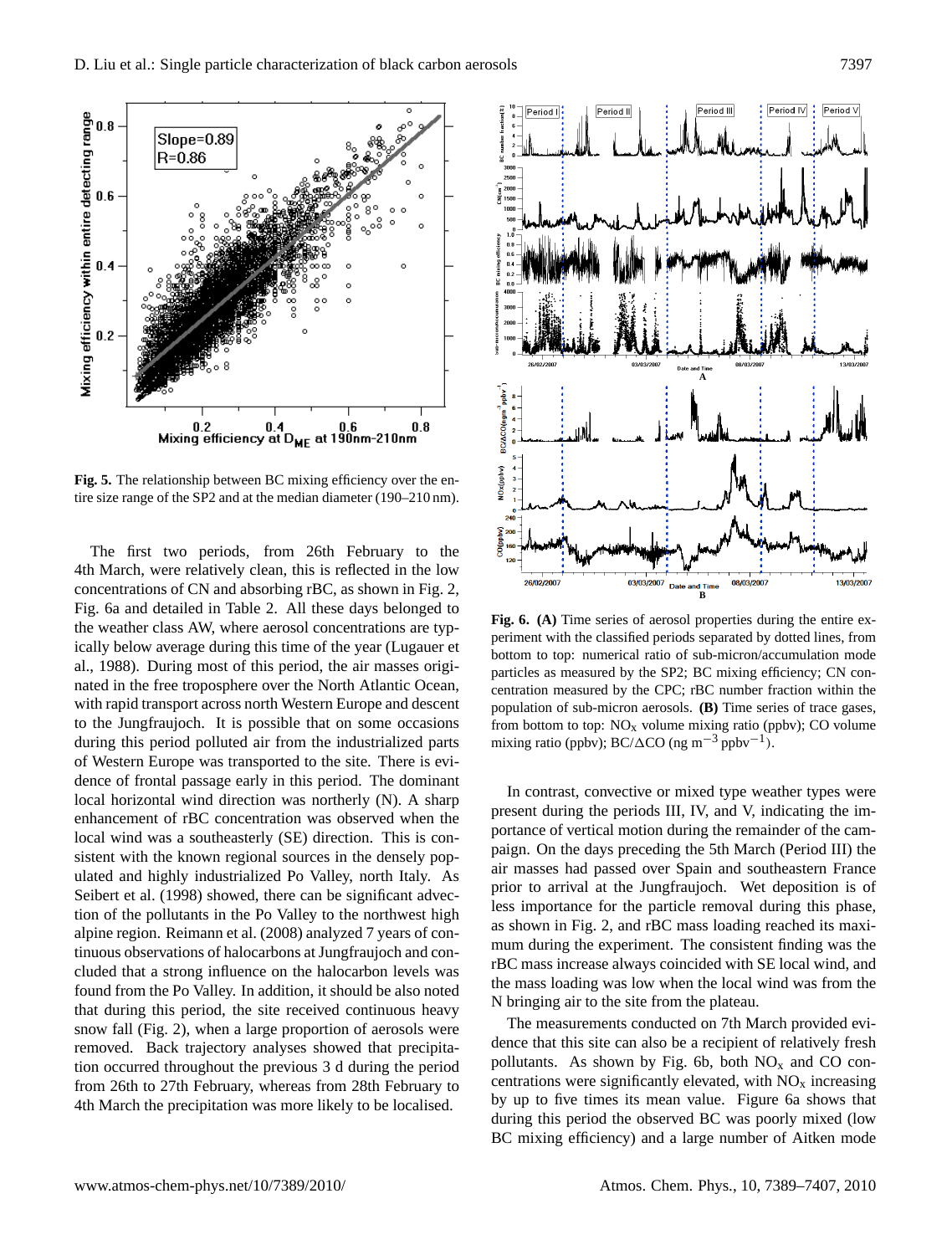Fig. 5. The relationship between BC mixing efficiency over the entire size range of the SP2 and at the median diameter (190–210 nm).

The first two periods, from 26th February to the 4th March, were relatively clean, this is reflected in the low concentrations of CN and absorbing rBC, as shown in Fig. 2, Fig. 6a and detailed in Table 2. All these days belonged to the weather class AW, where aerosol concentrations are typically below average during this time of the year (Lugauer et al., 1988). During most of this period, the air masses originated in the free troposphere over the North Atlantic Ocean, with rapid transport across north Western Europe and descent to the Jungfraujoch. It is possible that on some occasions during this period polluted air from the industrialized parts of Western Europe was transported to the site. There is evidence of frontal passage early in this period. The dominant local horizontal wind direction was northerly (N). A sharp enhancement of rBC concentration was observed when the local wind was a southeasterly (SE) direction. This is consistent with the known regional sources in the densely populated and highly industrialized Po Valley, north Italy. As Seibert et al. (1998) showed, there can be significant advection of the pollutants in the Po Valley to the northwest high alpine region. Reimann et al. (2008) analyzed 7 years of continuous observations of halocarbons at Jungfraujoch and concluded that a strong influence on the halocarbon levels was found from the Po Valley. In addition, it should be also noted that during this period, the site received continuous heavy snow fall (Fig. 2), when a large proportion of aerosols were removed. Back trajectory analyses showed that precipitation occurred throughout the previous 3 d during the period from 26th to 27th February, whereas from 28th February to 4th March the precipitation was more likely to be localised.

Fig. 6. (A) Time series of aerosol properties during the entire experiment with the classified periods separated by dotted lines, from bottom to top: numerical ratio of sub-micron/accumulation mode particles as measured by the SP2; BC mixing efficiency; CN concentration measured by the CPC; rBC number fraction within the population of sub-micron aerosols. (B) Time series of trace gases, from bottom to top: $NO_x$ volume mixing ratio (ppbv); CO volume mixing ratio (ppbv); BC/$\Delta$CO (ng m$^{-3}$ ppbv$^{-1}$).

In contrast, convective or mixed type weather types were present during the periods III, IV, and V, indicating the importance of vertical motion during the remainder of the campaign. On the days preceding the 5th March (Period III) the air masses had passed over Spain and southeastern France prior to arrival at the Jungfraujoch. Wet deposition is of less importance for the particle removal during this phase, as shown in Fig. 2, and rBC mass loading reached its maximum during the experiment. The consistent finding was the rBC mass increase always coincided with SE local wind, and the mass loading was low when the local wind was from the N bringing air to the site from the plateau.

The measurements conducted on 7th March provided evidence that this site can also be a recipient of relatively fresh pollutants. As shown by Fig. 6b, both $NO_x$ and CO concentrations were significantly elevated, with $NO_x$ increasing by up to five times its mean value. Figure 6a shows that during this period the observed BC was poorly mixed (low BC mixing efficiency) and a large number of Aitken mode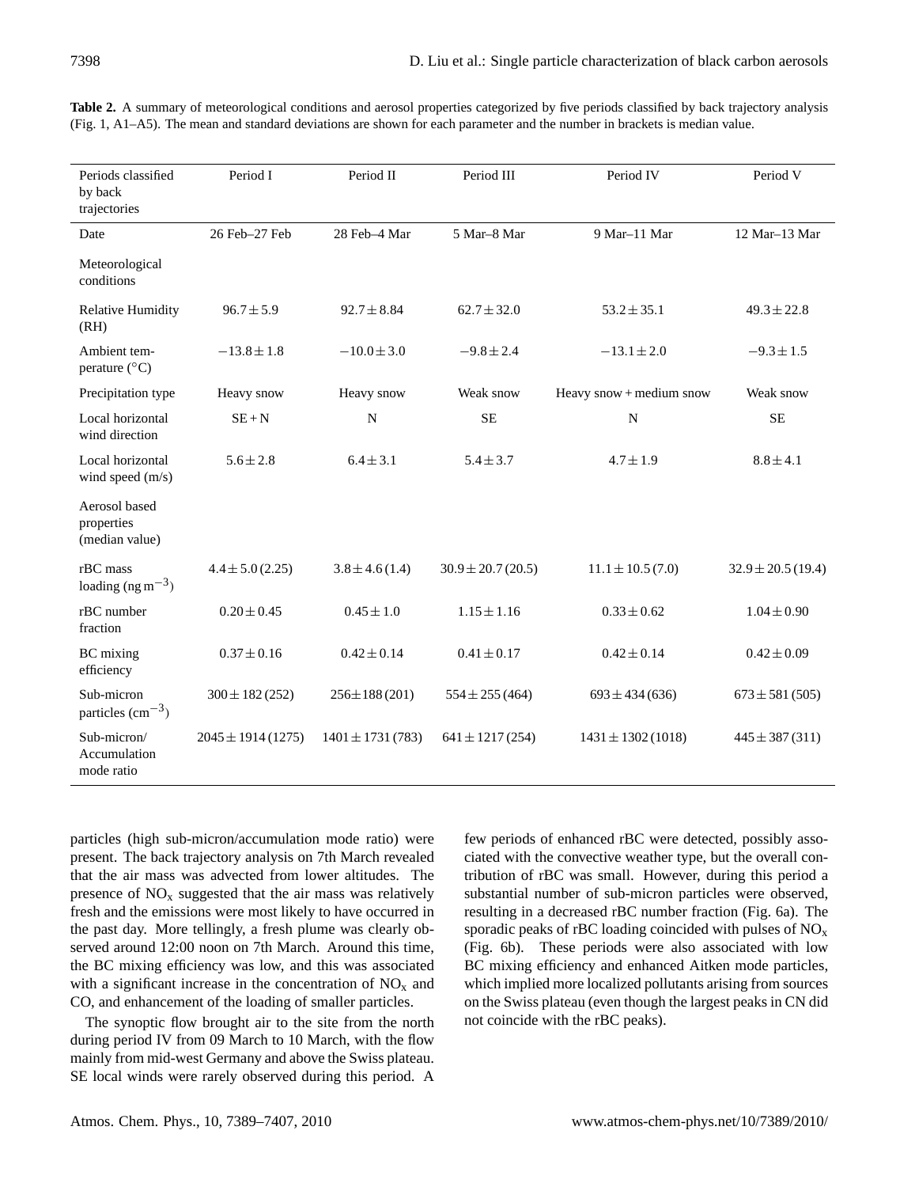**Table 2.** A summary of meteorological conditions and aerosol properties categorized by five periods classified by back trajectory analysis (Fig. 1, A1–A5). The mean and standard deviations are shown for each parameter and the number in brackets is median value.

| Periods classified by back trajectories | Period I | Period II | Period III | Period IV | Period V |
|---|---|---|---|---|---|
| Date | 26 Feb–27 Feb | 28 Feb–4 Mar | 5 Mar–8 Mar | 9 Mar–11 Mar | 12 Mar–13 Mar |
| Meteorological conditions | | | | | |
| Relative Humidity (RH) | $96.7 \pm 5.9$ | $92.7 \pm 8.84$ | $62.7 \pm 32.0$ | $53.2 \pm 35.1$ | $49.3 \pm 22.8$ |
| Ambient temperature (°C) | $-13.8 \pm 1.8$ | $-10.0 \pm 3.0$ | $-9.8 \pm 2.4$ | $-13.1 \pm 2.0$ | $-9.3 \pm 1.5$ |
| Precipitation type | Heavy snow | Heavy snow | Weak snow | Heavy snow + medium snow | Weak snow |
| Local horizontal wind direction | SE + N | N | SE | N | SE |
| Local horizontal wind speed (m/s) | $5.6 \pm 2.8$ | $6.4 \pm 3.1$ | $5.4 \pm 3.7$ | $4.7 \pm 1.9$ | $8.8 \pm 4.1$ |
| Aerosol based properties (median value) | | | | | |
| rBC mass loading (ng $m^{-3}$) | $4.4 \pm 5.0$ (2.25) | $3.8 \pm 4.6$ (1.4) | $30.9 \pm 20.7$ (20.5) | $11.1 \pm 10.5$ (7.0) | $32.9 \pm 20.5$ (19.4) |
| rBC number fraction | $0.20 \pm 0.45$ | $0.45 \pm 1.0$ | $1.15 \pm 1.16$ | $0.33 \pm 0.62$ | $1.04 \pm 0.90$ |
| BC mixing efficiency | $0.37 \pm 0.16$ | $0.42 \pm 0.14$ | $0.41 \pm 0.17$ | $0.42 \pm 0.14$ | $0.42 \pm 0.09$ |
| Sub-micron particles ($cm^{-3}$) | $300 \pm 182$ (252) | $256 \pm 188$ (201) | $554 \pm 255$ (464) | $693 \pm 434$ (636) | $673 \pm 581$ (505) |
| Sub-micron/ Accumulation mode ratio | $2045 \pm 1914$ (1275) | $1401 \pm 1731$ (783) | $641 \pm 1217$ (254) | $1431 \pm 1302$ (1018) | $445 \pm 387$ (311) |

particles (high sub-micron/accumulation mode ratio) were present. The back trajectory analysis on 7th March revealed that the air mass was advected from lower altitudes. The presence of $NO_x$ suggested that the air mass was relatively fresh and the emissions were most likely to have occurred in the past day. More tellingly, a fresh plume was clearly observed around 12:00 noon on 7th March. Around this time, the BC mixing efficiency was low, and this was associated with a significant increase in the concentration of $NO_x$ and CO, and enhancement of the loading of smaller particles.

The synoptic flow brought air to the site from the north during period IV from 09 March to 10 March, with the flow mainly from mid-west Germany and above the Swiss plateau. SE local winds were rarely observed during this period. A few periods of enhanced rBC were detected, possibly associated with the convective weather type, but the overall contribution of rBC was small. However, during this period a substantial number of sub-micron particles were observed, resulting in a decreased rBC number fraction (Fig. 6a). The sporadic peaks of rBC loading coincided with pulses of $NO_x$ (Fig. 6b). These periods were also associated with low BC mixing efficiency and enhanced Aitken mode particles, which implied more localized pollutants arising from sources on the Swiss plateau (even though the largest peaks in CN did not coincide with the rBC peaks).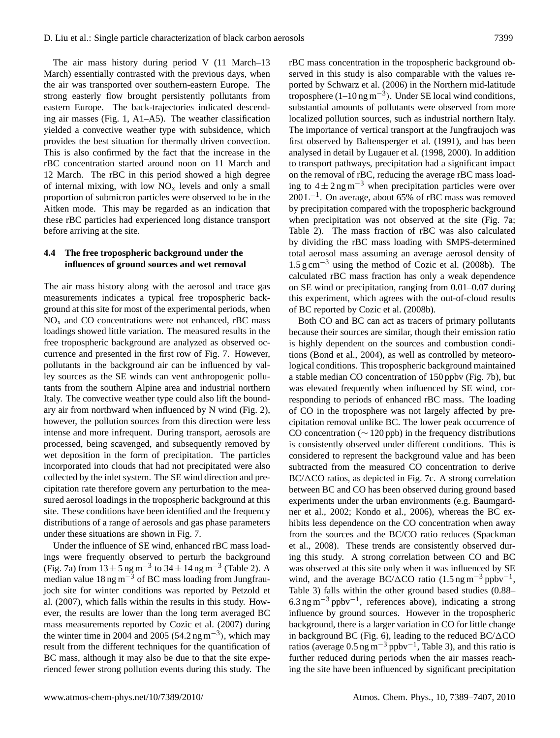The air mass history during period V (11 March–13 March) essentially contrasted with the previous days, when the air was transported over southern-eastern Europe. The strong easterly flow brought persistently pollutants from eastern Europe. The back-trajectories indicated descending air masses (Fig. 1, A1–A5). The weather classification yielded a convective weather type with subsidence, which provides the best situation for thermally driven convection. This is also confirmed by the fact that the increase in the rBC concentration started around noon on 11 March and 12 March. The rBC in this period showed a high degree of internal mixing, with low $NO_x$ levels and only a small proportion of submicron particles were observed to be in the Aitken mode. This may be regarded as an indication that these rBC particles had experienced long distance transport before arriving at the site.

### 4.4 The free tropospheric background under the influences of ground sources and wet removal

The air mass history along with the aerosol and trace gas measurements indicates a typical free tropospheric background at this site for most of the experimental periods, when $NO_x$ and CO concentrations were not enhanced, rBC mass loadings showed little variation. The measured results in the free tropospheric background are analyzed as observed occurrence and presented in the first row of Fig. 7. However, pollutants in the background air can be influenced by valley sources as the SE winds can vent anthropogenic pollutants from the southern Alpine area and industrial northern Italy. The convective weather type could also lift the boundary air from northward when influenced by N wind (Fig. 2), however, the pollution sources from this direction were less intense and more infrequent. During transport, aerosols are processed, being scavenged, and subsequently removed by wet deposition in the form of precipitation. The particles incorporated into clouds that had not precipitated were also collected by the inlet system. The SE wind direction and precipitation rate therefore govern any perturbation to the measured aerosol loadings in the tropospheric background at this site. These conditions have been identified and the frequency distributions of a range of aerosols and gas phase parameters under these situations are shown in Fig. 7.

Under the influence of SE wind, enhanced rBC mass loadings were frequently observed to perturb the background (Fig. 7a) from $13 \pm 5\,\mathrm{ng\,m^{-3}}$ to $34 \pm 14\,\mathrm{ng\,m^{-3}}$ (Table 2). A median value $18\,\mathrm{ng\,m^{-3}}$ of BC mass loading from Jungfraujoch site for winter conditions was reported by Petzold et al. (2007), which falls within the results in this study. However, the results are lower than the long term averaged BC mass measurements reported by Cozic et al. (2007) during the winter time in 2004 and 2005 ($54.2\,\mathrm{ng\,m^{-3}}$), which may result from the different techniques for the quantification of BC mass, although it may also be due to that the site experienced fewer strong pollution events during this study. The rBC mass concentration in the tropospheric background observed in this study is also comparable with the values reported by Schwarz et al. (2006) in the Northern mid-latitude troposphere ($1$–$10\,\mathrm{ng\,m^{-3}}$). Under SE local wind conditions, substantial amounts of pollutants were observed from more localized pollution sources, such as industrial northern Italy. The importance of vertical transport at the Jungfraujoch was first observed by Baltensperger et al. (1991), and has been analysed in detail by Lugauer et al. (1998, 2000). In addition to transport pathways, precipitation had a significant impact on the removal of rBC, reducing the average rBC mass loading to $4 \pm 2\,\mathrm{ng\,m^{-3}}$ when precipitation particles were over $200\,\mathrm{L^{-1}}$. On average, about 65% of rBC mass was removed by precipitation compared with the tropospheric background when precipitation was not observed at the site (Fig. 7a; Table 2). The mass fraction of rBC was also calculated by dividing the rBC mass loading with SMPS-determined total aerosol mass assuming an average aerosol density of $1.5\,\mathrm{g\,cm^{-3}}$ using the method of Cozic et al. (2008b). The calculated rBC mass fraction has only a weak dependence on SE wind or precipitation, ranging from 0.01–0.07 during this experiment, which agrees with the out-of-cloud results of BC reported by Cozic et al. (2008b).

Both CO and BC can act as tracers of primary pollutants because their sources are similar, though their emission ratio is highly dependent on the sources and combustion conditions (Bond et al., 2004), as well as controlled by meteorological conditions. This tropospheric background maintained a stable median CO concentration of 150 ppbv (Fig. 7b), but was elevated frequently when influenced by SE wind, corresponding to periods of enhanced rBC mass. The loading of CO in the troposphere was not largely affected by precipitation removal unlike BC. The lower peak occurrence of CO concentration ($\sim 120$ ppb) in the frequency distributions is consistently observed under different conditions. This is considered to represent the background value and has been subtracted from the measured CO concentration to derive BC/$\Delta$CO ratios, as depicted in Fig. 7c. A strong correlation between BC and CO has been observed during ground based experiments under the urban environments (e.g. Baumgardner et al., 2002; Kondo et al., 2006), whereas the BC exhibits less dependence on the CO concentration when away from the sources and the BC/CO ratio reduces (Spackman et al., 2008). These trends are consistently observed during this study. A strong correlation between CO and BC was observed at this site only when it was influenced by SE wind, and the average BC/$\Delta$CO ratio ($1.5\,\mathrm{ng\,m^{-3}\,ppbv^{-1}}$, Table 3) falls within the other ground based studies (0.88–$6.3\,\mathrm{ng\,m^{-3}\,ppbv^{-1}}$, references above), indicating a strong influence by ground sources. However in the tropospheric background, there is a larger variation in CO for little change in background BC (Fig. 6), leading to the reduced BC/$\Delta$CO ratios (average $0.5\,\mathrm{ng\,m^{-3}\,ppbv^{-1}}$, Table 3), and this ratio is further reduced during periods when the air masses reaching the site have been influenced by significant precipitation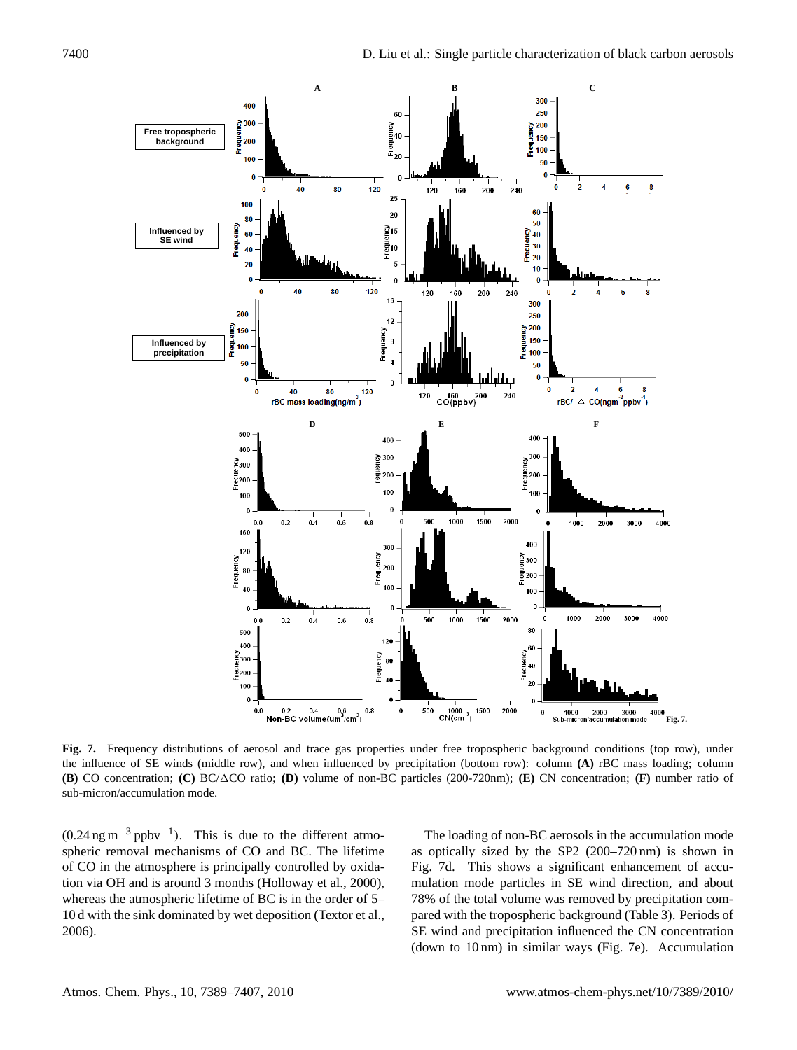**Fig. 7.** Frequency distributions of aerosol and trace gas properties under free tropospheric background conditions (top row), under the influence of SE winds (middle row), and when influenced by precipitation (bottom row): column **(A)** rBC mass loading; column **(B)** CO concentration; **(C)** BC/ΔCO ratio; **(D)** volume of non-BC particles (200-720nm); **(E)** CN concentration; **(F)** number ratio of sub-micron/accumulation mode.

($0.24\,\mathrm{ng\,m^{-3}\,ppbv^{-1}}$). This is due to the different atmospheric removal mechanisms of CO and BC. The lifetime of CO in the atmosphere is principally controlled by oxidation via OH and is around 3 months (Holloway et al., 2000), whereas the atmospheric lifetime of BC is in the order of 5–10 d with the sink dominated by wet deposition (Textor et al., 2006).

The loading of non-BC aerosols in the accumulation mode as optically sized by the SP2 (200–720 nm) is shown in Fig. 7d. This shows a significant enhancement of accumulation mode particles in SE wind direction, and about 78% of the total volume was removed by precipitation compared with the tropospheric background (Table 3). Periods of SE wind and precipitation influenced the CN concentration (down to 10 nm) in similar ways (Fig. 7e). Accumulation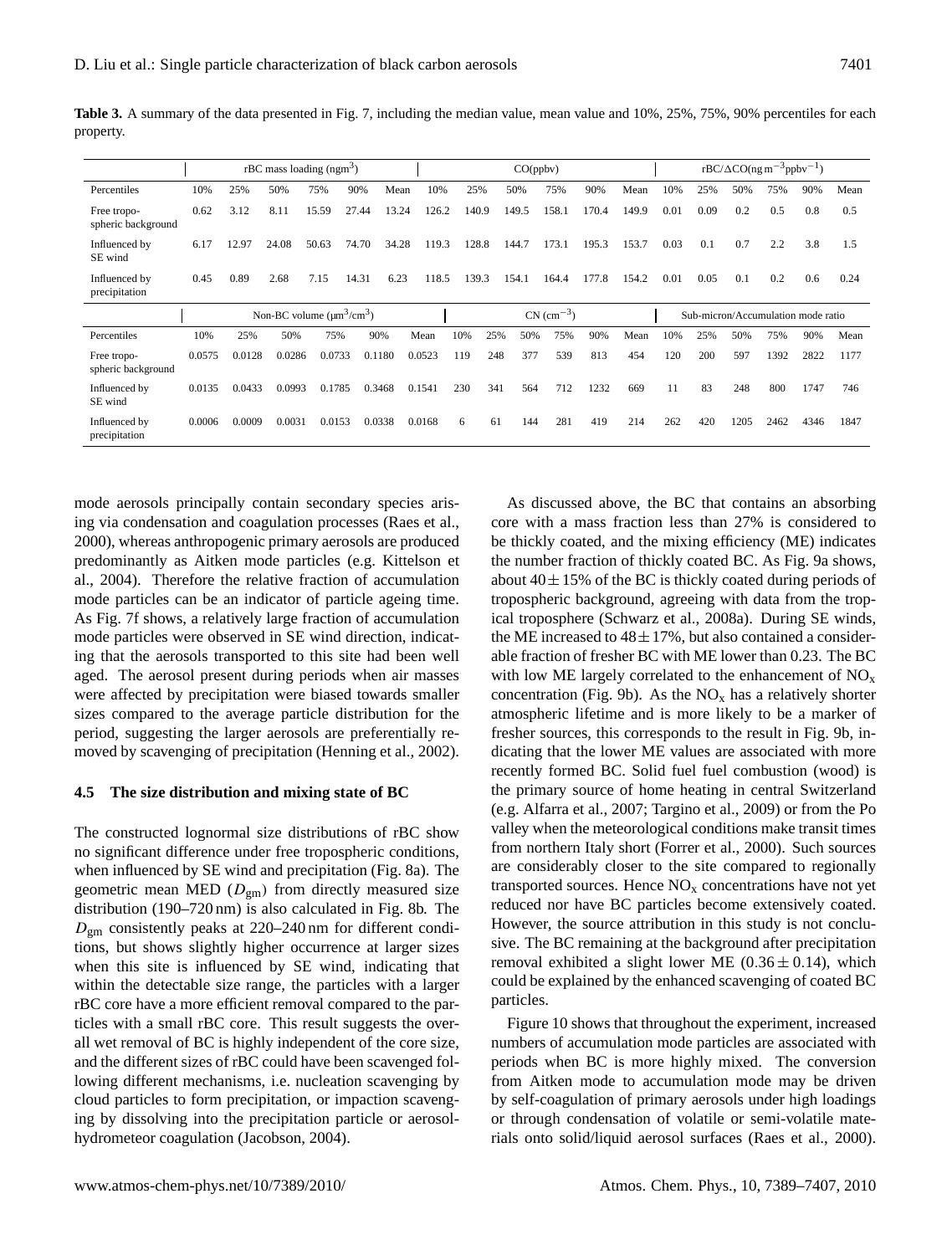**Table 3.** A summary of the data presented in Fig. 7, including the median value, mean value and 10%, 25%, 75%, 90% percentiles for each property.

| | rBC mass loading (ng m$^{3}$) | | | | | | CO(ppbv) | | | | | | rBC/ΔCO(ng m$^{-3}$ppbv$^{-1}$) | | | | | |
|---|---|---|---|---|---|---|---|---|---|---|---|---|---|---|---|---|---|---|
| Percentiles | 10% | 25% | 50% | 75% | 90% | Mean | 10% | 25% | 50% | 75% | 90% | Mean | 10% | 25% | 50% | 75% | 90% | Mean |
| Free tropospheric background | 0.62 | 3.12 | 8.11 | 15.59 | 27.44 | 13.24 | 126.2 | 140.9 | 149.5 | 158.1 | 170.4 | 149.9 | 0.01 | 0.09 | 0.2 | 0.5 | 0.8 | 0.5 |
| Influenced by SE wind | 6.17 | 12.97 | 24.08 | 50.63 | 74.70 | 34.28 | 119.3 | 128.8 | 144.7 | 173.1 | 195.3 | 153.7 | 0.03 | 0.1 | 0.7 | 2.2 | 3.8 | 1.5 |
| Influenced by precipitation | 0.45 | 0.89 | 2.68 | 7.15 | 14.31 | 6.23 | 118.5 | 139.3 | 154.1 | 164.4 | 177.8 | 154.2 | 0.01 | 0.05 | 0.1 | 0.2 | 0.6 | 0.24 |
| | Non-BC volume (μm$^{3}$/cm$^{3}$) | | | | | | CN (cm$^{-3}$) | | | | | | Sub-micron/Accumulation mode ratio | | | | | |
| Percentiles | 10% | 25% | 50% | 75% | 90% | Mean | 10% | 25% | 50% | 75% | 90% | Mean | 10% | 25% | 50% | 75% | 90% | Mean |
| Free tropospheric background | 0.0575 | 0.0128 | 0.0286 | 0.0733 | 0.1180 | 0.0523 | 119 | 248 | 377 | 539 | 813 | 454 | 120 | 200 | 597 | 1392 | 2822 | 1177 |
| Influenced by SE wind | 0.0135 | 0.0433 | 0.0993 | 0.1785 | 0.3468 | 0.1541 | 230 | 341 | 564 | 712 | 1232 | 669 | 11 | 83 | 248 | 800 | 1747 | 746 |
| Influenced by precipitation | 0.0006 | 0.0009 | 0.0031 | 0.0153 | 0.0338 | 0.0168 | 6 | 61 | 144 | 281 | 419 | 214 | 262 | 420 | 1205 | 2462 | 4346 | 1847 |

mode aerosols principally contain secondary species arising via condensation and coagulation processes (Raes et al., 2000), whereas anthropogenic primary aerosols are produced predominantly as Aitken mode particles (e.g. Kittelson et al., 2004). Therefore the relative fraction of accumulation mode particles can be an indicator of particle ageing time. As Fig. 7f shows, a relatively large fraction of accumulation mode particles were observed in SE wind direction, indicating that the aerosols transported to this site had been well aged. The aerosol present during periods when air masses were affected by precipitation were biased towards smaller sizes compared to the average particle distribution for the period, suggesting the larger aerosols are preferentially removed by scavenging of precipitation (Henning et al., 2002).

### 4.5 The size distribution and mixing state of BC

The constructed lognormal size distributions of rBC show no significant difference under free tropospheric conditions, when influenced by SE wind and precipitation (Fig. 8a). The geometric mean MED ($D_{gm}$) from directly measured size distribution (190–720 nm) is also calculated in Fig. 8b. The $D_{gm}$ consistently peaks at 220–240 nm for different conditions, but shows slightly higher occurrence at larger sizes when this site is influenced by SE wind, indicating that within the detectable size range, the particles with a larger rBC core have a more efficient removal compared to the particles with a small rBC core. This result suggests the overall wet removal of BC is highly independent of the core size, and the different sizes of rBC could have been scavenged following different mechanisms, i.e. nucleation scavenging by cloud particles to form precipitation, or impaction scavenging by dissolving into the precipitation particle or aerosol-hydrometeor coagulation (Jacobson, 2004).

As discussed above, the BC that contains an absorbing core with a mass fraction less than 27% is considered to be thickly coated, and the mixing efficiency (ME) indicates the number fraction of thickly coated BC. As Fig. 9a shows, about $40 \pm 15$% of the BC is thickly coated during periods of tropospheric background, agreeing with data from the tropical troposphere (Schwarz et al., 2008a). During SE winds, the ME increased to $48 \pm 17$%, but also contained a considerable fraction of fresher BC with ME lower than 0.23. The BC with low ME largely correlated to the enhancement of $NO_x$ concentration (Fig. 9b). As the $NO_x$ has a relatively shorter atmospheric lifetime and is more likely to be a marker of fresher sources, this corresponds to the result in Fig. 9b, indicating that the lower ME values are associated with more recently formed BC. Solid fuel fuel combustion (wood) is the primary source of home heating in central Switzerland (e.g. Alfarra et al., 2007; Targino et al., 2009) or from the Po valley when the meteorological conditions make transit times from northern Italy short (Forrer et al., 2000). Such sources are considerably closer to the site compared to regionally transported sources. Hence $NO_x$ concentrations have not yet reduced nor have BC particles become extensively coated. However, the source attribution in this study is not conclusive. The BC remaining at the background after precipitation removal exhibited a slight lower ME ($0.36 \pm 0.14$), which could be explained by the enhanced scavenging of coated BC particles.

Figure 10 shows that throughout the experiment, increased numbers of accumulation mode particles are associated with periods when BC is more highly mixed. The conversion from Aitken mode to accumulation mode may be driven by self-coagulation of primary aerosols under high loadings or through condensation of volatile or semi-volatile materials onto solid/liquid aerosol surfaces (Raes et al., 2000).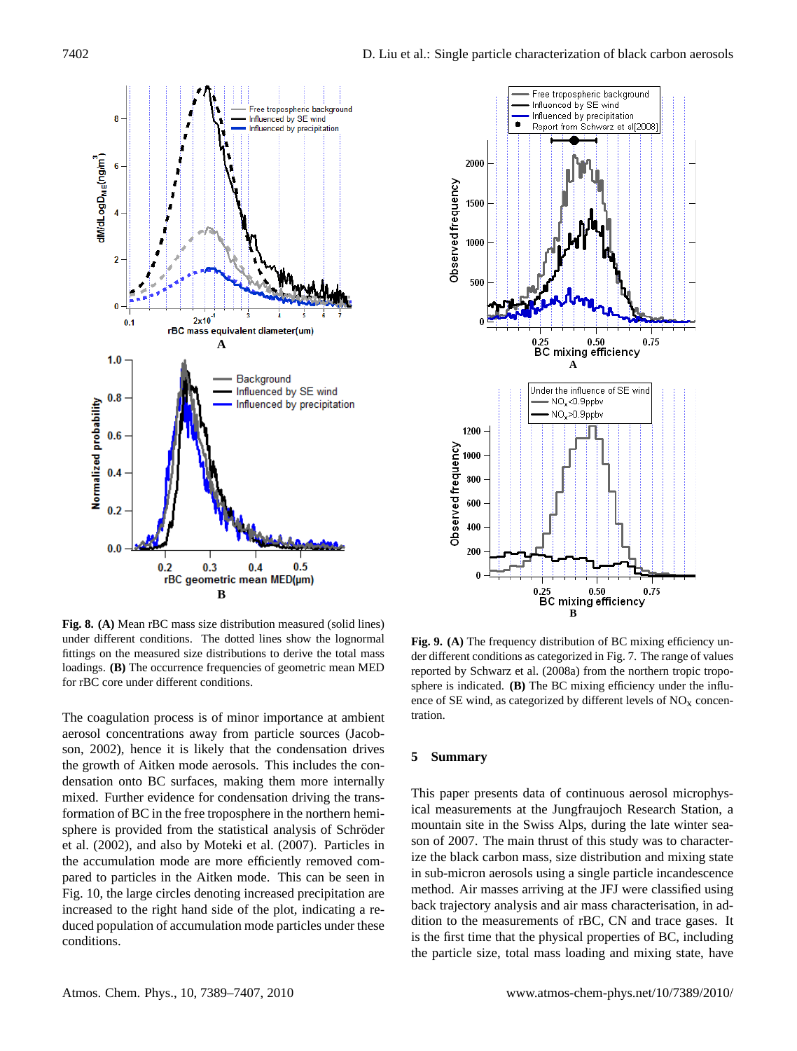**Fig. 8. (A)** Mean rBC mass size distribution measured (solid lines) under different conditions. The dotted lines show the lognormal fittings on the measured size distributions to derive the total mass loadings. **(B)** The occurrence frequencies of geometric mean MED for rBC core under different conditions.

**Fig. 9. (A)** The frequency distribution of BC mixing efficiency under different conditions as categorized in Fig. 7. The range of values reported by Schwarz et al. (2008a) from the northern tropic troposphere is indicated. **(B)** The BC mixing efficiency under the influence of SE wind, as categorized by different levels of $NO_x$ concentration.

The coagulation process is of minor importance at ambient aerosol concentrations away from particle sources (Jacobson, 2002), hence it is likely that the condensation drives the growth of Aitken mode aerosols. This includes the condensation onto BC surfaces, making them more internally mixed. Further evidence for condensation driving the transformation of BC in the free troposphere in the northern hemisphere is provided from the statistical analysis of Schröder et al. (2002), and also by Moteki et al. (2007). Particles in the accumulation mode are more efficiently removed compared to particles in the Aitken mode. This can be seen in Fig. 10, the large circles denoting increased precipitation are increased to the right hand side of the plot, indicating a reduced population of accumulation mode particles under these conditions.

## 5 Summary

This paper presents data of continuous aerosol microphysical measurements at the Jungfraujoch Research Station, a mountain site in the Swiss Alps, during the late winter season of 2007. The main thrust of this study was to characterize the black carbon mass, size distribution and mixing state in sub-micron aerosols using a single particle incandescence method. Air masses arriving at the JFJ were classified using back trajectory analysis and air mass characterisation, in addition to the measurements of rBC, CN and trace gases. It is the first time that the physical properties of BC, including the particle size, total mass loading and mixing state, have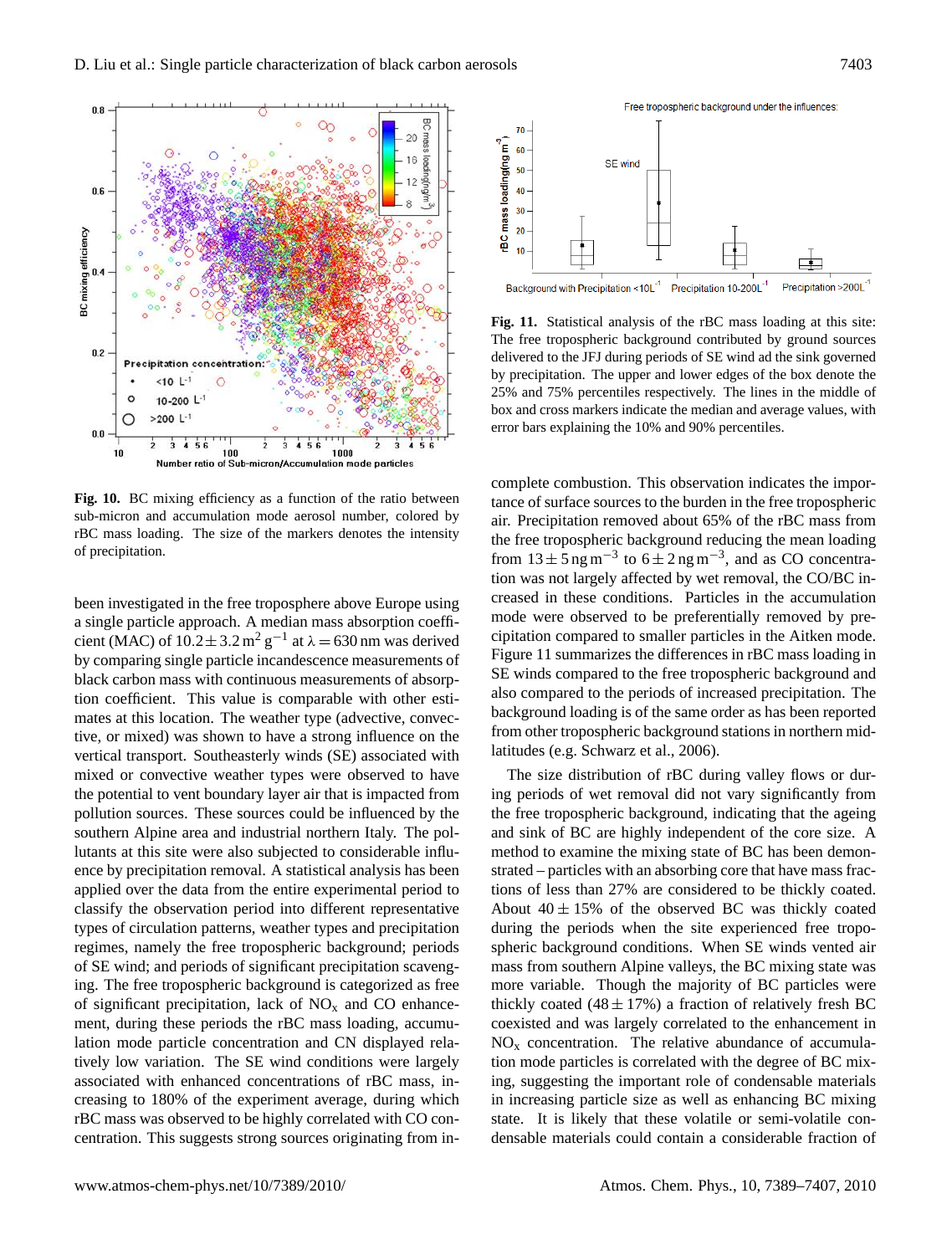Fig. 10. BC mixing efficiency as a function of the ratio between sub-micron and accumulation mode aerosol number, colored by rBC mass loading. The size of the markers denotes the intensity of precipitation.

been investigated in the free troposphere above Europe using a single particle approach. A median mass absorption coefficient (MAC) of $10.2 \pm 3.2\,\mathrm{m^2\,g^{-1}}$ at $\lambda = 630\,\mathrm{nm}$ was derived by comparing single particle incandescence measurements of black carbon mass with continuous measurements of absorption coefficient. This value is comparable with other estimates at this location. The weather type (advective, convective, or mixed) was shown to have a strong influence on the vertical transport. Southeasterly winds (SE) associated with mixed or convective weather types were observed to have the potential to vent boundary layer air that is impacted from pollution sources. These sources could be influenced by the southern Alpine area and industrial northern Italy. The pollutants at this site were also subjected to considerable influence by precipitation removal. A statistical analysis has been applied over the data from the entire experimental period to classify the observation period into different representative types of circulation patterns, weather types and precipitation regimes, namely the free tropospheric background; periods of SE wind; and periods of significant precipitation scavenging. The free tropospheric background is categorized as free of significant precipitation, lack of $NO_x$ and CO enhancement, during these periods the rBC mass loading, accumulation mode particle concentration and CN displayed relatively low variation. The SE wind conditions were largely associated with enhanced concentrations of rBC mass, increasing to 180% of the experiment average, during which rBC mass was observed to be highly correlated with CO concentration. This suggests strong sources originating from incomplete combustion. This observation indicates the importance of surface sources to the burden in the free tropospheric air. Precipitation removed about 65% of the rBC mass from the free tropospheric background reducing the mean loading from $13 \pm 5\,\mathrm{ng\,m^{-3}}$ to $6 \pm 2\,\mathrm{ng\,m^{-3}}$, and as CO concentration was not largely affected by wet removal, the CO/BC increased in these conditions. Particles in the accumulation mode were observed to be preferentially removed by precipitation compared to smaller particles in the Aitken mode. Figure 11 summarizes the differences in rBC mass loading in SE winds compared to the free tropospheric background and also compared to the periods of increased precipitation. The background loading is of the same order as has been reported from other free tropospheric background stations in northern mid-latitudes (e.g. Schwarz et al., 2006).

Fig. 11. Statistical analysis of the rBC mass loading at this site: The free tropospheric background contributed by ground sources delivered to the JFJ during periods of SE wind ad the sink governed by precipitation. The upper and lower edges of the box denote the 25% and 75% percentiles respectively. The lines in the middle of box and cross markers indicate the median and average values, with error bars explaining the 10% and 90% percentiles.

The size distribution of rBC during valley flows or during periods of wet removal did not vary significantly from the free tropospheric background, indicating that the ageing and sink of BC are highly independent of the core size. A method to examine the mixing state of BC has been demonstrated – particles with an absorbing core that have mass fractions of less than 27% are considered to be thickly coated. About $40 \pm 15\%$ of the observed BC was thickly coated during the periods when the site experienced free tropospheric background conditions. When SE winds vented air mass from southern Alpine valleys, the BC mixing state was more variable. Though the majority of BC particles were thickly coated ($48 \pm 17\%$) a fraction of relatively fresh BC coexisted and was largely correlated to the enhancement in $NO_x$ concentration. The relative abundance of accumulation mode particles is correlated with the degree of BC mixing, suggesting the important role of condensable materials in increasing particle size as well as enhancing BC mixing state. It is likely that these volatile or semi-volatile condensable materials could contain a considerable fraction of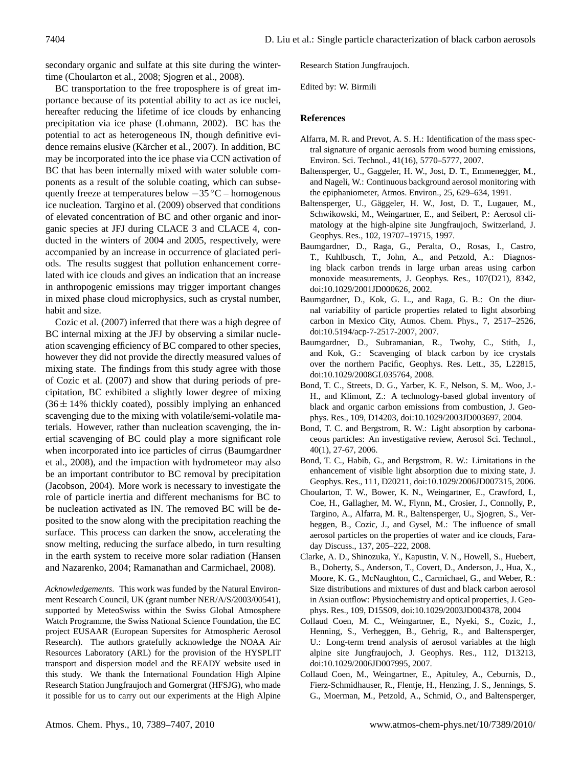secondary organic and sulfate at this site during the wintertime (Choularton et al., 2008; Sjogren et al., 2008).

BC transportation to the free troposphere is of great importance because of its potential ability to act as ice nuclei, hereafter reducing the lifetime of ice clouds by enhancing precipitation via ice phase (Lohmann, 2002). BC has the potential to act as heterogeneous IN, though definitive evidence remains elusive (Kärcher et al., 2007). In addition, BC may be incorporated into the ice phase via CCN activation of BC that has been internally mixed with water soluble components as a result of the soluble coating, which can subsequently freeze at temperatures below $-35\,^{\circ}\mathrm{C}$ – homogenous ice nucleation. Targino et al. (2009) observed that conditions of elevated concentration of BC and other organic and inorganic species at JFJ during CLACE 3 and CLACE 4, conducted in the winters of 2004 and 2005, respectively, were accompanied by an increase in occurrence of glaciated periods. The results suggest that pollution enhancement correlated with ice clouds and gives an indication that an increase in anthropogenic emissions may trigger important changes in mixed phase cloud microphysics, such as crystal number, habit and size.

Cozic et al. (2007) inferred that there was a high degree of BC internal mixing at the JFJ by observing a similar nucleation scavenging efficiency of BC compared to other species, however they did not provide the directly measured values of mixing state. The findings from this study agree with those of Cozic et al. (2007) and show that during periods of precipitation, BC exhibited a slightly lower degree of mixing ($36\pm14\%$ thickly coated), possibly implying an enhanced scavenging due to the mixing with volatile/semi-volatile materials. However, rather than nucleation scavenging, the inertial scavenging of BC could play a more significant role when incorporated into ice particles of cirrus (Baumgardner et al., 2008), and the impaction with hydrometeor may also be an important contributor to BC removal by precipitation (Jacobson, 2004). More work is necessary to investigate the role of particle inertia and different mechanisms for BC to be nucleation activated as IN. The removed BC will be deposited to the snow along with the precipitation reaching the surface. This process can darken the snow, accelerating the snow melting, reducing the surface albedo, in turn resulting in the earth system to receive more solar radiation (Hansen and Nazarenko, 2004; Ramanathan and Carmichael, 2008).

*Acknowledgements.* This work was funded by the Natural Environment Research Council, UK (grant number NER/A/S/2003/00541), supported by MeteoSwiss within the Swiss Global Atmosphere Watch Programme, the Swiss National Science Foundation, the EC project EUSAAR (European Supersites for Atmospheric Aerosol Research). The authors gratefully acknowledge the NOAA Air Resources Laboratory (ARL) for the provision of the HYSPLIT transport and dispersion model and the READY website used in this study. We thank the International Foundation High Alpine Research Station Jungfraujoch and Gornergrat (HFSJG), who made it possible for us to carry out our experiments at the High Alpine Research Station Jungfraujoch.

Edited by: W. Birmili

## References

Alfarra, M. R. and Prevot, A. S. H.: Identification of the mass spectral signature of organic aerosols from wood burning emissions, Environ. Sci. Technol., 41(16), 5770–5777, 2007.

Baltensperger, U., Gaggeler, H. W., Jost, D. T., Emmenegger, M., and Nageli, W.: Continuous background aerosol monitoring with the epiphaniometer, Atmos. Environ., 25, 629–634, 1991.

Baltensperger, U., Gäggeler, H. W., Jost, D. T., Lugauer, M., Schwikowski, M., Weingartner, E., and Seibert, P.: Aerosol climatology at the high-alpine site Jungfraujoch, Switzerland, J. Geophys. Res., 102, 19707–19715, 1997.

Baumgardner, D., Raga, G., Peralta, O., Rosas, I., Castro, T., Kuhlbusch, T., John, A., and Petzold, A.: Diagnosing black carbon trends in large urban areas using carbon monoxide measurements, J. Geophys. Res., 107(D21), 8342, doi:10.1029/2001JD000626, 2002.

Baumgardner, D., Kok, G. L., and Raga, G. B.: On the diurnal variability of particle properties related to light absorbing carbon in Mexico City, Atmos. Chem. Phys., 7, 2517–2526, doi:10.5194/acp-7-2517-2007, 2007.

Baumgardner, D., Subramanian, R., Twohy, C., Stith, J., and Kok, G.: Scavenging of black carbon by ice crystals over the northern Pacific, Geophys. Res. Lett., 35, L22815, doi:10.1029/2008GL035764, 2008.

Bond, T. C., Streets, D. G., Yarber, K. F., Nelson, S. M,. Woo, J.-H., and Klimont, Z.: A technology-based global inventory of black and organic carbon emissions from combustion, J. Geophys. Res., 109, D14203, doi:10.1029/2003JD003697, 2004.

Bond, T. C. and Bergstrom, R. W.: Light absorption by carbonaceous particles: An investigative review, Aerosol Sci. Technol., 40(1), 27-67, 2006.

Bond, T. C., Habib, G., and Bergstrom, R. W.: Limitations in the enhancement of visible light absorption due to mixing state, J. Geophys. Res., 111, D20211, doi:10.1029/2006JD007315, 2006.

Choularton, T. W., Bower, K. N., Weingartner, E., Crawford, I., Coe, H., Gallagher, M. W., Flynn, M., Crosier, J., Connolly, P., Targino, A., Alfarra, M. R., Baltensperger, U., Sjogren, S., Verheggen, B., Cozic, J., and Gysel, M.: The influence of small aerosol particles on the properties of water and ice clouds, Faraday Discuss., 137, 205–222, 2008.

Clarke, A. D., Shinozuka, Y., Kapustin, V. N., Howell, S., Huebert, B., Doherty, S., Anderson, T., Covert, D., Anderson, J., Hua, X., Moore, K. G., McNaughton, C., Carmichael, G., and Weber, R.: Size distributions and mixtures of dust and black carbon aerosol in Asian outflow: Physiochemistry and optical properties, J. Geophys. Res., 109, D15S09, doi:10.1029/2003JD004378, 2004

Collaud Coen, M. C., Weingartner, E., Nyeki, S., Cozic, J., Henning, S., Verheggen, B., Gehrig, R., and Baltensperger, U.: Long-term trend analysis of aerosol variables at the high alpine site Jungfraujoch, J. Geophys. Res., 112, D13213, doi:10.1029/2006JD007995, 2007.

Collaud Coen, M., Weingartner, E., Apituley, A., Ceburnis, D., Fierz-Schmidhauser, R., Flentje, H., Henzing, J. S., Jennings, S. G., Moerman, M., Petzold, A., Schmid, O., and Baltensperger,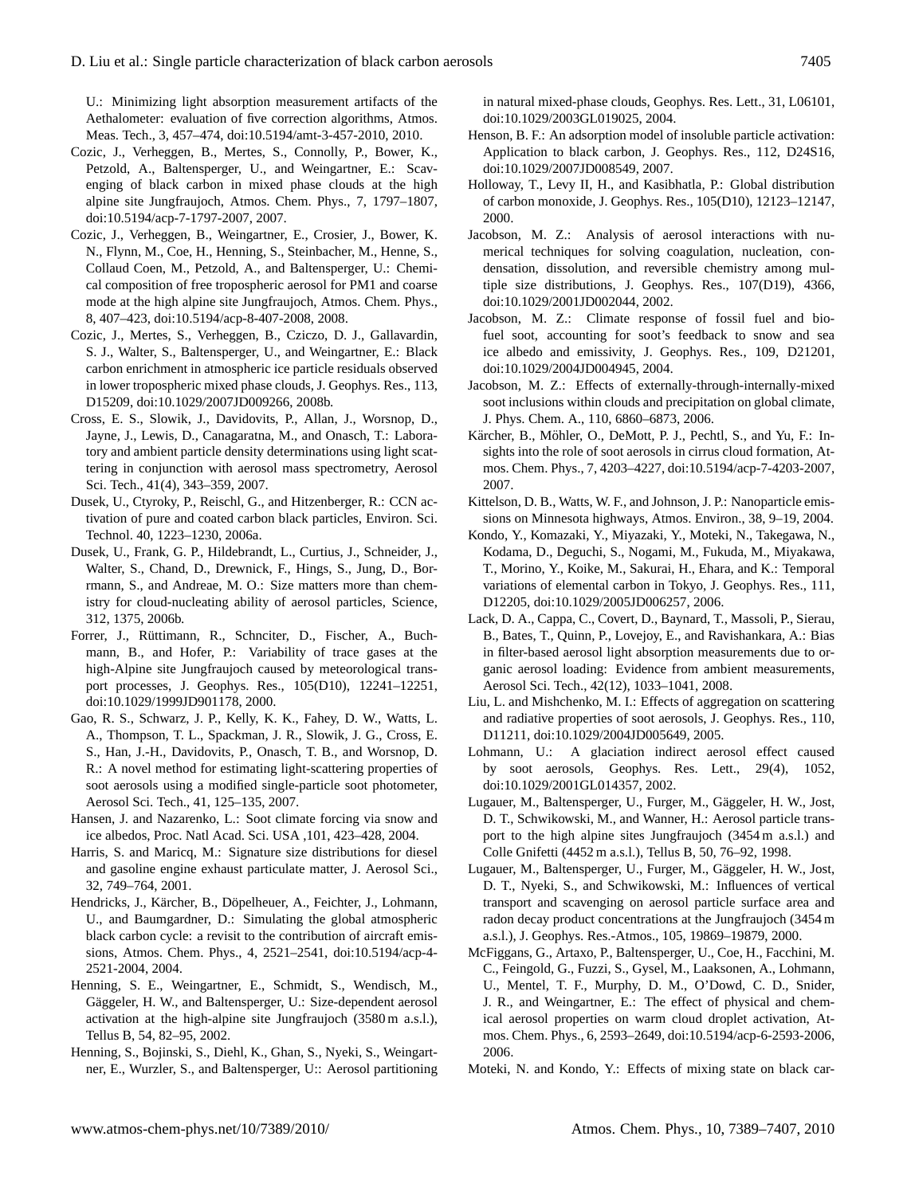U.: Minimizing light absorption measurement artifacts of the Aethalometer: evaluation of five correction algorithms, Atmos. Meas. Tech., 3, 457–474, doi:10.5194/amt-3-457-2010, 2010.

Cozic, J., Verheggen, B., Mertes, S., Connolly, P., Bower, K., Petzold, A., Baltensperger, U., and Weingartner, E.: Scavenging of black carbon in mixed phase clouds at the high alpine site Jungfraujoch, Atmos. Chem. Phys., 7, 1797–1807, doi:10.5194/acp-7-1797-2007, 2007.

Cozic, J., Verheggen, B., Weingartner, E., Crosier, J., Bower, K. N., Flynn, M., Coe, H., Henning, S., Steinbacher, M., Henne, S., Collaud Coen, M., Petzold, A., and Baltensperger, U.: Chemical composition of free tropospheric aerosol for PM1 and coarse mode at the high alpine site Jungfraujoch, Atmos. Chem. Phys., 8, 407–423, doi:10.5194/acp-8-407-2008, 2008.

Cozic, J., Mertes, S., Verheggen, B., Cziczo, D. J., Gallavardin, S. J., Walter, S., Baltensperger, U., and Weingartner, E.: Black carbon enrichment in atmospheric ice particle residuals observed in lower tropospheric mixed phase clouds, J. Geophys. Res., 113, D15209, doi:10.1029/2007JD009266, 2008b.

Cross, E. S., Slowik, J., Davidovits, P., Allan, J., Worsnop, D., Jayne, J., Lewis, D., Canagaratna, M., and Onasch, T.: Laboratory and ambient particle density determinations using light scattering in conjunction with aerosol mass spectrometry, Aerosol Sci. Tech., 41(4), 343–359, 2007.

Dusek, U., Ctyroky, P., Reischl, G., and Hitzenberger, R.: CCN activation of pure and coated carbon black particles, Environ. Sci. Technol. 40, 1223–1230, 2006a.

Dusek, U., Frank, G. P., Hildebrandt, L., Curtius, J., Schneider, J., Walter, S., Chand, D., Drewnick, F., Hings, S., Jung, D., Borrmann, S., and Andreae, M. O.: Size matters more than chemistry for cloud-nucleating ability of aerosol particles, Science, 312, 1375, 2006b.

Forrer, J., Rüttimann, R., Schnciter, D., Fischer, A., Buchmann, B., and Hofer, P.: Variability of trace gases at the high-Alpine site Jungfraujoch caused by meteorological transport processes, J. Geophys. Res., 105(D10), 12241–12251, doi:10.1029/1999JD901178, 2000.

Gao, R. S., Schwarz, J. P., Kelly, K. K., Fahey, D. W., Watts, L. A., Thompson, T. L., Spackman, J. R., Slowik, J. G., Cross, E. S., Han, J.-H., Davidovits, P., Onasch, T. B., and Worsnop, D. R.: A novel method for estimating light-scattering properties of soot aerosols using a modified single-particle soot photometer, Aerosol Sci. Tech., 41, 125–135, 2007.

Hansen, J. and Nazarenko, L.: Soot climate forcing via snow and ice albedos, Proc. Natl Acad. Sci. USA ,101, 423–428, 2004.

Harris, S. and Maricq, M.: Signature size distributions for diesel and gasoline engine exhaust particulate matter, J. Aerosol Sci., 32, 749–764, 2001.

Hendricks, J., Kärcher, B., Döpelheuer, A., Feichter, J., Lohmann, U., and Baumgardner, D.: Simulating the global atmospheric black carbon cycle: a revisit to the contribution of aircraft emissions, Atmos. Chem. Phys., 4, 2521–2541, doi:10.5194/acp-4-2521-2004, 2004.

Henning, S. E., Weingartner, E., Schmidt, S., Wendisch, M., Gäggeler, H. W., and Baltensperger, U.: Size-dependent aerosol activation at the high-alpine site Jungfraujoch (3580 m a.s.l.), Tellus B, 54, 82–95, 2002.

Henning, S., Bojinski, S., Diehl, K., Ghan, S., Nyeki, S., Weingartner, E., Wurzler, S., and Baltensperger, U:: Aerosol partitioning in natural mixed-phase clouds, Geophys. Res. Lett., 31, L06101, doi:10.1029/2003GL019025, 2004.

Henson, B. F.: An adsorption model of insoluble particle activation: Application to black carbon, J. Geophys. Res., 112, D24S16, doi:10.1029/2007JD008549, 2007.

Holloway, T., Levy II, H., and Kasibhatla, P.: Global distribution of carbon monoxide, J. Geophys. Res., 105(D10), 12123–12147, 2000.

Jacobson, M. Z.: Analysis of aerosol interactions with numerical techniques for solving coagulation, nucleation, condensation, dissolution, and reversible chemistry among multiple size distributions, J. Geophys. Res., 107(D19), 4366, doi:10.1029/2001JD002044, 2002.

Jacobson, M. Z.: Climate response of fossil fuel and biofuel soot, accounting for soot's feedback to snow and sea ice albedo and emissivity, J. Geophys. Res., 109, D21201, doi:10.1029/2004JD004945, 2004.

Jacobson, M. Z.: Effects of externally-through-internally-mixed soot inclusions within clouds and precipitation on global climate, J. Phys. Chem. A., 110, 6860–6873, 2006.

Kärcher, B., Möhler, O., DeMott, P. J., Pechtl, S., and Yu, F.: Insights into the role of soot aerosols in cirrus cloud formation, Atmos. Chem. Phys., 7, 4203–4227, doi:10.5194/acp-7-4203-2007, 2007.

Kittelson, D. B., Watts, W. F., and Johnson, J. P.: Nanoparticle emissions on Minnesota highways, Atmos. Environ., 38, 9–19, 2004.

Kondo, Y., Komazaki, Y., Miyazaki, Y., Moteki, N., Takegawa, N., Kodama, D., Deguchi, S., Nogami, M., Fukuda, M., Miyakawa, T., Morino, Y., Koike, M., Sakurai, H., Ehara, and K.: Temporal variations of elemental carbon in Tokyo, J. Geophys. Res., 111, D12205, doi:10.1029/2005JD006257, 2006.

Lack, D. A., Cappa, C., Covert, D., Baynard, T., Massoli, P., Sierau, B., Bates, T., Quinn, P., Lovejoy, E., and Ravishankara, A.: Bias in filter-based aerosol light absorption measurements due to organic aerosol loading: Evidence from ambient measurements, Aerosol Sci. Tech., 42(12), 1033–1041, 2008.

Liu, L. and Mishchenko, M. I.: Effects of aggregation on scattering and radiative properties of soot aerosols, J. Geophys. Res., 110, D11211, doi:10.1029/2004JD005649, 2005.

Lohmann, U.: A glaciation indirect aerosol effect caused by soot aerosols, Geophys. Res. Lett., 29(4), 1052, doi:10.1029/2001GL014357, 2002.

Lugauer, M., Baltensperger, U., Furger, M., Gäggeler, H. W., Jost, D. T., Schwikowski, M., and Wanner, H.: Aerosol particle transport to the high alpine sites Jungfraujoch (3454 m a.s.l.) and Colle Gnifetti (4452 m a.s.l.), Tellus B, 50, 76–92, 1998.

Lugauer, M., Baltensperger, U., Furger, M., Gäggeler, H. W., Jost, D. T., Nyeki, S., and Schwikowski, M.: Influences of vertical transport and scavenging on aerosol particle surface area and radon decay product concentrations at the Jungfraujoch (3454 m a.s.l.), J. Geophys. Res.-Atmos., 105, 19869–19879, 2000.

McFiggans, G., Artaxo, P., Baltensperger, U., Coe, H., Facchini, M. C., Feingold, G., Fuzzi, S., Gysel, M., Laaksonen, A., Lohmann, U., Mentel, T. F., Murphy, D. M., O'Dowd, C. D., Snider, J. R., and Weingartner, E.: The effect of physical and chemical aerosol properties on warm cloud droplet activation, Atmos. Chem. Phys., 6, 2593–2649, doi:10.5194/acp-6-2593-2006, 2006.

Moteki, N. and Kondo, Y.: Effects of mixing state on black car-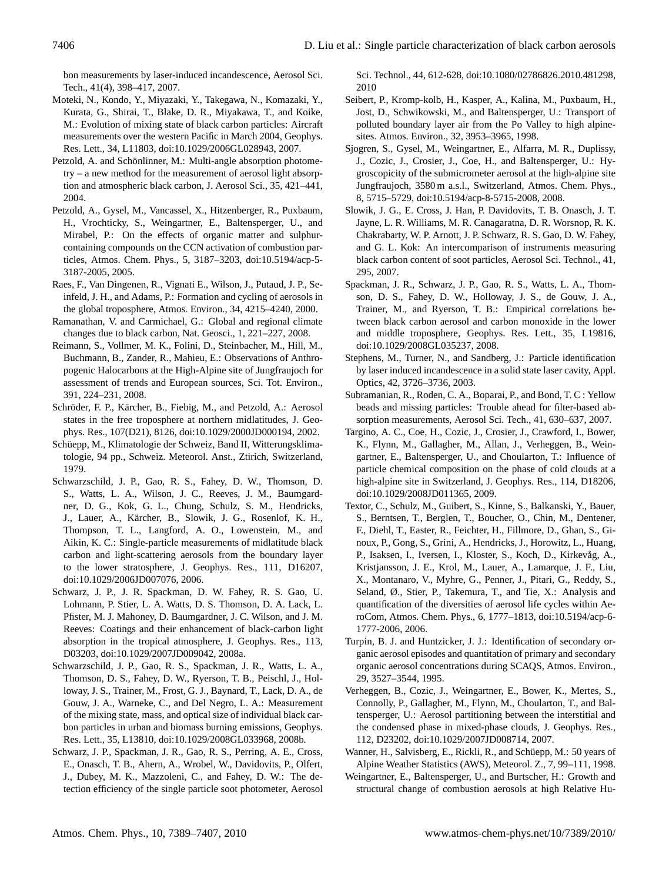bon measurements by laser-induced incandescence, Aerosol Sci. Tech., 41(4), 398–417, 2007.

Moteki, N., Kondo, Y., Miyazaki, Y., Takegawa, N., Komazaki, Y., Kurata, G., Shirai, T., Blake, D. R., Miyakawa, T., and Koike, M.: Evolution of mixing state of black carbon particles: Aircraft measurements over the western Pacific in March 2004, Geophys. Res. Lett., 34, L11803, doi:10.1029/2006GL028943, 2007.

Petzold, A. and Schönlinner, M.: Multi-angle absorption photometry – a new method for the measurement of aerosol light absorption and atmospheric black carbon, J. Aerosol Sci., 35, 421–441, 2004.

Petzold, A., Gysel, M., Vancassel, X., Hitzenberger, R., Puxbaum, H., Vrochticky, S., Weingartner, E., Baltensperger, U., and Mirabel, P.: On the effects of organic matter and sulphur-containing compounds on the CCN activation of combustion particles, Atmos. Chem. Phys., 5, 3187–3203, doi:10.5194/acp-5-3187-2005, 2005.

Raes, F., Van Dingenen, R., Vignati E., Wilson, J., Putaud, J. P., Seinfeld, J. H., and Adams, P.: Formation and cycling of aerosols in the global troposphere, Atmos. Environ., 34, 4215–4240, 2000.

Ramanathan, V. and Carmichael, G.: Global and regional climate changes due to black carbon, Nat. Geosci., 1, 221–227, 2008.

Reimann, S., Vollmer, M. K., Folini, D., Steinbacher, M., Hill, M., Buchmann, B., Zander, R., Mahieu, E.: Observations of Anthropogenic Halocarbons at the High-Alpine site of Jungfraujoch for assessment of trends and European sources, Sci. Tot. Environ., 391, 224–231, 2008.

Schröder, F. P., Kärcher, B., Fiebig, M., and Petzold, A.: Aerosol states in the free troposphere at northern midlatitudes, J. Geophys. Res., 107(D21), 8126, doi:10.1029/2000JD000194, 2002.

Schüepp, M., Klimatologie der Schweiz, Band II, Witterungsklimatologie, 94 pp., Schweiz. Meteorol. Anst., Ztirich, Switzerland, 1979.

Schwarzschild, J. P., Gao, R. S., Fahey, D. W., Thomson, D. S., Watts, L. A., Wilson, J. C., Reeves, J. M., Baumgardner, D. G., Kok, G. L., Chung, Schulz, S. M., Hendricks, J., Lauer, A., Kärcher, B., Slowik, J. G., Rosenlof, K. H., Thompson, T. L., Langford, A. O., Lowenstein, M., and Aikin, K. C.: Single-particle measurements of midlatitude black carbon and light-scattering aerosols from the boundary layer to the lower stratosphere, J. Geophys. Res., 111, D16207, doi:10.1029/2006JD007076, 2006.

Schwarz, J. P., J. R. Spackman, D. W. Fahey, R. S. Gao, U. Lohmann, P. Stier, L. A. Watts, D. S. Thomson, D. A. Lack, L. Pfister, M. J. Mahoney, D. Baumgardner, J. C. Wilson, and J. M. Reeves: Coatings and their enhancement of black-carbon light absorption in the tropical atmosphere, J. Geophys. Res., 113, D03203, doi:10.1029/2007JD009042, 2008a.

Schwarzschild, J. P., Gao, R. S., Spackman, J. R., Watts, L. A., Thomson, D. S., Fahey, D. W., Ryerson, T. B., Peischl, J., Holloway, J. S., Trainer, M., Frost, G. J., Baynard, T., Lack, D. A., de Gouw, J. A., Warneke, C., and Del Negro, L. A.: Measurement of the mixing state, mass, and optical size of individual black carbon particles in urban and biomass burning emissions, Geophys. Res. Lett., 35, L13810, doi:10.1029/2008GL033968, 2008b.

Schwarz, J. P., Spackman, J. R., Gao, R. S., Perring, A. E., Cross, E., Onasch, T. B., Ahern, A., Wrobel, W., Davidovits, P., Olfert, J., Dubey, M. K., Mazzoleni, C., and Fahey, D. W.: The detection efficiency of the single particle soot photometer, Aerosol Sci. Technol., 44, 612-628, doi:10.1080/02786826.2010.481298, 2010

Seibert, P., Kromp-kolb, H., Kasper, A., Kalina, M., Puxbaum, H., Jost, D., Schwikowski, M., and Baltensperger, U.: Transport of polluted boundary layer air from the Po Valley to high alpine-sites. Atmos. Environ., 32, 3953–3965, 1998.

Sjogren, S., Gysel, M., Weingartner, E., Alfarra, M. R., Duplissy, J., Cozic, J., Crosier, J., Coe, H., and Baltensperger, U.: Hygroscopicity of the submicrometer aerosol at the high-alpine site Jungfraujoch, 3580 m a.s.l., Switzerland, Atmos. Chem. Phys., 8, 5715–5729, doi:10.5194/acp-8-5715-2008, 2008.

Slowik, J. G., E. Cross, J. Han, P. Davidovits, T. B. Onasch, J. T. Jayne, L. R. Williams, M. R. Canagaratna, D. R. Worsnop, R. K. Chakrabarty, W. P. Arnott, J. P. Schwarz, R. S. Gao, D. W. Fahey, and G. L. Kok: An intercomparison of instruments measuring black carbon content of soot particles, Aerosol Sci. Technol., 41, 295, 2007.

Spackman, J. R., Schwarz, J. P., Gao, R. S., Watts, L. A., Thomson, D. S., Fahey, D. W., Holloway, J. S., de Gouw, J. A., Trainer, M., and Ryerson, T. B.: Empirical correlations between black carbon aerosol and carbon monoxide in the lower and middle troposphere, Geophys. Res. Lett., 35, L19816, doi:10.1029/2008GL035237, 2008.

Stephens, M., Turner, N., and Sandberg, J.: Particle identification by laser induced incandescence in a solid state laser cavity, Appl. Optics, 42, 3726–3736, 2003.

Subramanian, R., Roden, C. A., Boparai, P., and Bond, T. C : Yellow beads and missing particles: Trouble ahead for filter-based absorption measurements, Aerosol Sci. Tech., 41, 630–637, 2007.

Targino, A. C., Coe, H., Cozic, J., Crosier, J., Crawford, I., Bower, K., Flynn, M., Gallagher, M., Allan, J., Verheggen, B., Weingartner, E., Baltensperger, U., and Choularton, T.: Influence of particle chemical composition on the phase of cold clouds at a high-alpine site in Switzerland, J. Geophys. Res., 114, D18206, doi:10.1029/2008JD011365, 2009.

Textor, C., Schulz, M., Guibert, S., Kinne, S., Balkanski, Y., Bauer, S., Berntsen, T., Berglen, T., Boucher, O., Chin, M., Dentener, F., Diehl, T., Easter, R., Feichter, H., Fillmore, D., Ghan, S., Ginoux, P., Gong, S., Grini, A., Hendricks, J., Horowitz, L., Huang, P., Isaksen, I., Iversen, I., Kloster, S., Koch, D., Kirkevåg, A., Kristjansson, J. E., Krol, M., Lauer, A., Lamarque, J. F., Liu, X., Montanaro, V., Myhre, G., Penner, J., Pitari, G., Reddy, S., Seland, Ø., Stier, P., Takemura, T., and Tie, X.: Analysis and quantification of the diversities of aerosol life cycles within AeroCom, Atmos. Chem. Phys., 6, 1777–1813, doi:10.5194/acp-6-1777-2006, 2006.

Turpin, B. J. and Huntzicker, J. J.: Identification of secondary organic aerosol episodes and quantitation of primary and secondary organic aerosol concentrations during SCAQS, Atmos. Environ., 29, 3527–3544, 1995.

Verheggen, B., Cozic, J., Weingartner, E., Bower, K., Mertes, S., Connolly, P., Gallagher, M., Flynn, M., Choularton, T., and Baltensperger, U.: Aerosol partitioning between the interstitial and the condensed phase in mixed-phase clouds, J. Geophys. Res., 112, D23202, doi:10.1029/2007JD008714, 2007.

Wanner, H., Salvisberg, E., Rickli, R., and Schüepp, M.: 50 years of Alpine Weather Statistics (AWS), Meteorol. Z., 7, 99–111, 1998.

Weingartner, E., Baltensperger, U., and Burtscher, H.: Growth and structural change of combustion aerosols at high Relative Hu-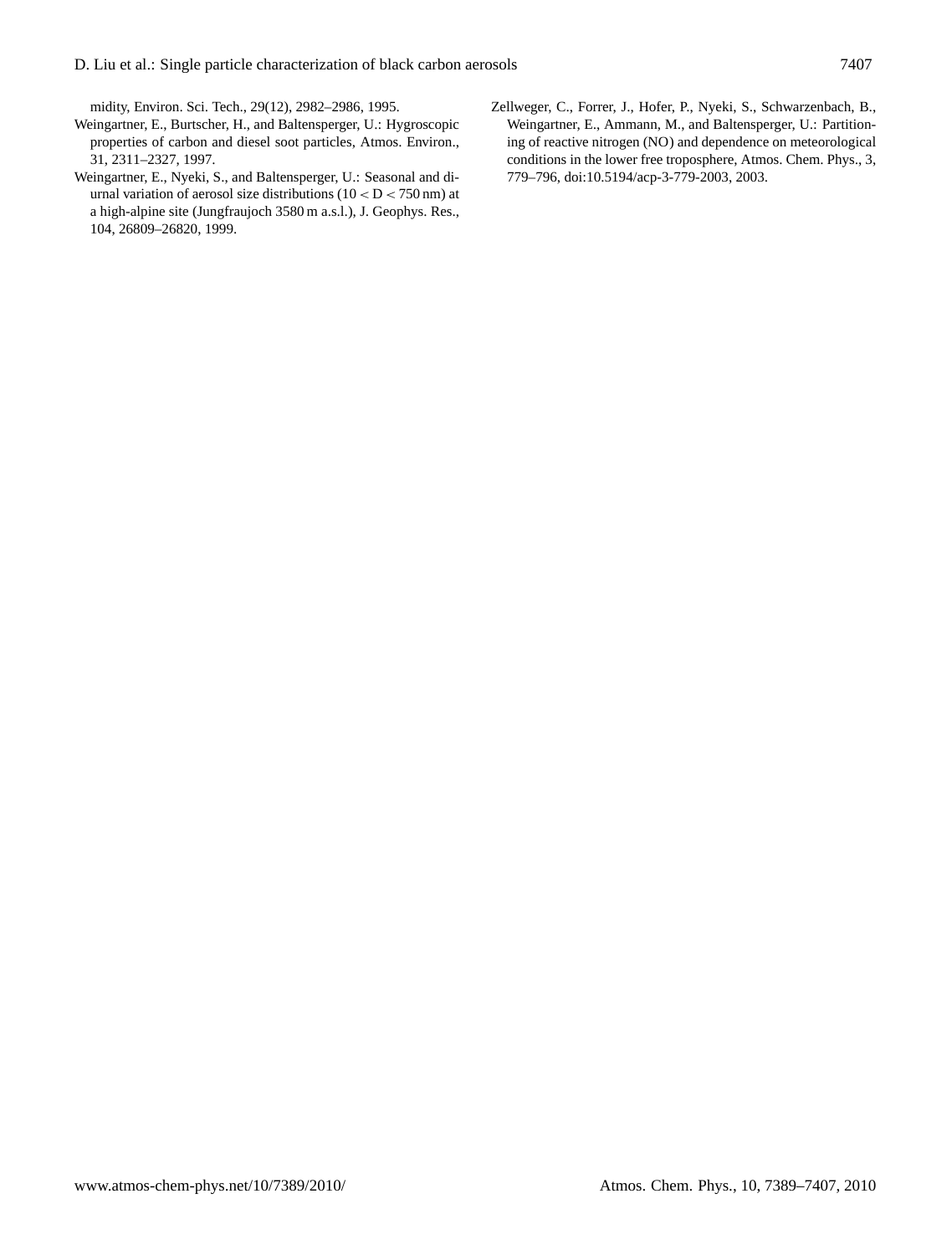midity, Environ. Sci. Tech., 29(12), 2982–2986, 1995.

Weingartner, E., Burtscher, H., and Baltensperger, U.: Hygroscopic properties of carbon and diesel soot particles, Atmos. Environ., 31, 2311–2327, 1997.

Weingartner, E., Nyeki, S., and Baltensperger, U.: Seasonal and diurnal variation of aerosol size distributions ($10 < D < 750$ nm) at a high-alpine site (Jungfraujoch 3580 m a.s.l.), J. Geophys. Res., 104, 26809–26820, 1999.

Zellweger, C., Forrer, J., Hofer, P., Nyeki, S., Schwarzenbach, B., Weingartner, E., Ammann, M., and Baltensperger, U.: Partitioning of reactive nitrogen (NO) and dependence on meteorological conditions in the lower free troposphere, Atmos. Chem. Phys., 3, 779–796, doi:10.5194/acp-3-779-2003, 2003.